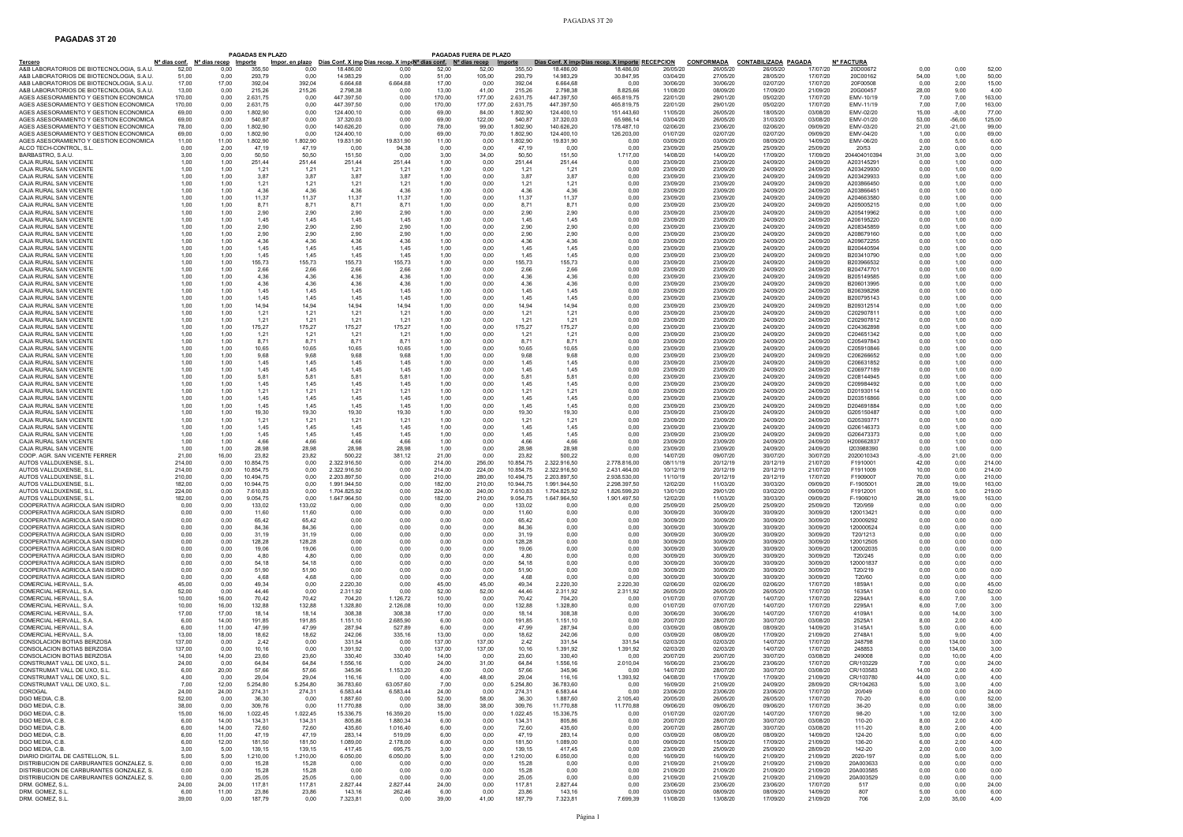# PAGADAS 3T 20

| Tercero | PAGADAS EN PLAZO |  |  |  |  |  | PAGADAS FUERA DE PLAZO |  |  |  |  |  |  |  |  |  |  |  |  |  |
|---|---|---|---|---|---|---|---|---|---|---|---|---|---|---|---|---|---|---|---|---|
|  | Nº días conf. | Nº días recep | Importe | Impor. en plazo | Dias Conf. X imp | Dias recep. X imp | Nº días conf. | Nº días recep | Importe | Dias Conf. X imp | Dias recep. X importe | RECEPCION | CONFORMADA | CONTABILIZADA | PAGADA | Nº FACTURA |  |  |  |
| A&B LABORATORIOS DE BIOTECNOLOGIA, S.A.U. | 52,00 | 0,00 | 355,50 | 0,00 | 18.486,00 | 0,00 | 52,00 | 105,00 | 355,50 | 18.486,00 | 18.486,00 | 26/05/20 | 26/05/20 | 28/05/20 | 17/07/20 | 20D00672 | 0,00 | 0,00 | 52,00 |
| A&B LABORATORIOS DE BIOTECNOLOGIA, S.A.U. | 51,00 | 0,00 | 293,79 | 0,00 | 14.983,29 | 0,00 | 51,00 | 105,00 | 293,79 | 14.983,29 | 30.847,95 | 03/04/20 | 27/05/20 | 28/05/20 | 17/07/20 | 20C00162 | 54,00 | 1,00 | 50,00 |
| A&B LABORATORIOS DE BIOTECNOLOGIA, S.A.U. | 17,00 | 17,00 | 392,04 | 392,04 | 6.664,68 | 6.664,68 | 17,00 | 0,00 | 392,04 | 6.664,68 | 0,00 | 30/06/20 | 30/06/20 | 02/07/20 | 17/07/20 | 20F00508 | 0,00 | 2,00 | 15,00 |
| A&B LABORATORIOS DE BIOTECNOLOGIA, S.A.U. | 13,00 | 0,00 | 215,26 | 215,26 | 2.798,38 | 0,00 | 13,00 | 41,00 | 215,26 | 2.798,38 | 8.825,66 | 11/08/20 | 08/09/20 | 17/09/20 | 21/09/20 | 20G00457 | 28,00 | 9,00 | 4,00 |
| AGES ASESORAMIENTO Y GESTION ECONOMICA | 170,00 | 0,00 | 2.631,75 | 0,00 | 447.397,50 | 0,00 | 170,00 | 177,00 | 2.631,75 | 447.397,50 | 465.819,75 | 22/01/20 | 29/01/20 | 05/02/20 | 17/07/20 | EMV-10/19 | 7,00 | 7,00 | 163,00 |
| AGES ASESORAMIENTO Y GESTION ECONOMICA | 170,00 | 0,00 | 2.631,75 | 0,00 | 447.397,50 | 0,00 | 170,00 | 177,00 | 2.631,75 | 447.397,50 | 465.819,75 | 22/01/20 | 29/01/20 | 05/02/20 | 17/07/20 | EMV-11/19 | 7,00 | 7,00 | 163,00 |
| AGES ASESORAMIENTO Y GESTION ECONOMICA | 69,00 | 0,00 | 1.802,90 | 0,00 | 124.400,10 | 0,00 | 69,00 | 84,00 | 1.802,90 | 124.400,10 | 151.443,60 | 11/05/20 | 26/05/20 | 18/05/20 | 03/08/20 | EMV-02/20 | 15,00 | -8,00 | 77,00 |
| AGES ASESORAMIENTO Y GESTION ECONOMICA | 69,00 | 0,00 | 540,87 | 0,00 | 37.320,03 | 0,00 | 69,00 | 122,00 | 540,87 | 37.320,03 | 65.986,14 | 03/04/20 | 26/05/20 | 31/03/20 | 03/08/20 | EMV-01/20 | 53,00 | -56,00 | 125,00 |
| AGES ASESORAMIENTO Y GESTION ECONOMICA | 78,00 | 0,00 | 1.802,90 | 0,00 | 140.626,20 | 0,00 | 78,00 | 99,00 | 1.802,90 | 140.626,20 | 178.487,10 | 02/06/20 | 23/06/20 | 02/06/20 | 09/09/20 | EMV-03/20 | 21,00 | -21,00 | 99,00 |
| AGES ASESORAMIENTO Y GESTION ECONOMICA | 69,00 | 0,00 | 1.802,90 | 0,00 | 124.400,10 | 0,00 | 69,00 | 70,00 | 1.802,90 | 124.400,10 | 126.203,00 | 01/07/20 | 02/07/20 | 02/07/20 | 09/09/20 | EMV-04/20 | 1,00 | 0,00 | 69,00 |
| AGES ASESORAMIENTO Y GESTION ECONOMICA | 11,00 | 11,00 | 1.802,90 | 1.802,90 | 19.831,90 | 19.831,90 | 11,00 | 0,00 | 1.802,90 | 19.831,90 | 0,00 | 03/09/20 | 08/09/20 | 08/09/20 | 14/09/20 | EMV-06/20 | 0,00 | 5,00 | 6,00 |
| ALCO TECH-CONTROL, S.L. | 0,00 | 2,00 | 47,19 | 47,19 | 0,00 | 94,38 | 0,00 | 0,00 | 47,19 | 0,00 | 0,00 | 23/09/20 | 25/09/20 | 25/09/20 | 25/09/20 | 20/53 | 2,00 | 0,00 | 0,00 |
| BARBASTRO, S.A.U. | 3,00 | 0,00 | 50,50 | 50,50 | 151,50 | 0,00 | 3,00 | 34,00 | 50,50 | 151,50 | 1.717,00 | 14/08/20 | 14/09/20 | 17/09/20 | 17/09/20 | 204404010394 | 31,00 | 3,00 | 0,00 |
| CAJA RURAL SAN VICENTE | 1,00 | 1,00 | 251,44 | 251,44 | 251,44 | 251,44 | 1,00 | 0,00 | 251,44 | 251,44 | 0,00 | 23/09/20 | 23/09/20 | 24/09/20 | 24/09/20 | A203145291 | 0,00 | 1,00 | 0,00 |
| CAJA RURAL SAN VICENTE | 1,00 | 1,00 | 1,21 | 1,21 | 1,21 | 1,21 | 1,00 | 0,00 | 1,21 | 1,21 | 0,00 | 23/09/20 | 23/09/20 | 24/09/20 | 24/09/20 | A203429930 | 0,00 | 1,00 | 0,00 |
| CAJA RURAL SAN VICENTE | 1,00 | 1,00 | 3,87 | 3,87 | 3,87 | 3,87 | 1,00 | 0,00 | 3,87 | 3,87 | 0,00 | 23/09/20 | 23/09/20 | 24/09/20 | 24/09/20 | A203429933 | 0,00 | 1,00 | 0,00 |
| CAJA RURAL SAN VICENTE | 1,00 | 1,00 | 1,21 | 1,21 | 1,21 | 1,21 | 1,00 | 0,00 | 1,21 | 1,21 | 0,00 | 23/09/20 | 23/09/20 | 24/09/20 | 24/09/20 | A203866450 | 0,00 | 1,00 | 0,00 |
| CAJA RURAL SAN VICENTE | 1,00 | 1,00 | 4,36 | 4,36 | 4,36 | 4,36 | 1,00 | 0,00 | 4,36 | 4,36 | 0,00 | 23/09/20 | 23/09/20 | 24/09/20 | 24/09/20 | A203866451 | 0,00 | 1,00 | 0,00 |
| CAJA RURAL SAN VICENTE | 1,00 | 1,00 | 11,37 | 11,37 | 11,37 | 11,37 | 1,00 | 0,00 | 11,37 | 11,37 | 0,00 | 23/09/20 | 23/09/20 | 24/09/20 | 24/09/20 | A204663580 | 0,00 | 1,00 | 0,00 |
| CAJA RURAL SAN VICENTE | 1,00 | 1,00 | 8,71 | 8,71 | 8,71 | 8,71 | 1,00 | 0,00 | 8,71 | 8,71 | 0,00 | 23/09/20 | 23/09/20 | 24/09/20 | 24/09/20 | A205005215 | 0,00 | 1,00 | 0,00 |
| CAJA RURAL SAN VICENTE | 1,00 | 1,00 | 2,90 | 2,90 | 2,90 | 2,90 | 1,00 | 0,00 | 2,90 | 2,90 | 0,00 | 23/09/20 | 23/09/20 | 24/09/20 | 24/09/20 | A205419962 | 0,00 | 1,00 | 0,00 |
| CAJA RURAL SAN VICENTE | 1,00 | 1,00 | 1,45 | 1,45 | 1,45 | 1,45 | 1,00 | 0,00 | 1,45 | 1,45 | 0,00 | 23/09/20 | 23/09/20 | 24/09/20 | 24/09/20 | A206195220 | 0,00 | 1,00 | 0,00 |
| CAJA RURAL SAN VICENTE | 1,00 | 1,00 | 2,90 | 2,90 | 2,90 | 2,90 | 1,00 | 0,00 | 2,90 | 2,90 | 0,00 | 23/09/20 | 23/09/20 | 24/09/20 | 24/09/20 | A208345859 | 0,00 | 1,00 | 0,00 |
| CAJA RURAL SAN VICENTE | 1,00 | 1,00 | 2,90 | 2,90 | 2,90 | 2,90 | 1,00 | 0,00 | 2,90 | 2,90 | 0,00 | 23/09/20 | 23/09/20 | 24/09/20 | 24/09/20 | A208679160 | 0,00 | 1,00 | 0,00 |
| CAJA RURAL SAN VICENTE | 1,00 | 1,00 | 4,36 | 4,36 | 4,36 | 4,36 | 1,00 | 0,00 | 4,36 | 4,36 | 0,00 | 23/09/20 | 23/09/20 | 24/09/20 | 24/09/20 | A209672255 | 0,00 | 1,00 | 0,00 |
| CAJA RURAL SAN VICENTE | 1,00 | 1,00 | 1,45 | 1,45 | 1,45 | 1,45 | 1,00 | 0,00 | 1,45 | 1,45 | 0,00 | 23/09/20 | 23/09/20 | 24/09/20 | 24/09/20 | B200440594 | 0,00 | 1,00 | 0,00 |
| CAJA RURAL SAN VICENTE | 1,00 | 1,00 | 1,45 | 1,45 | 1,45 | 1,45 | 1,00 | 0,00 | 1,45 | 1,45 | 0,00 | 23/09/20 | 23/09/20 | 24/09/20 | 24/09/20 | B203410790 | 0,00 | 1,00 | 0,00 |
| CAJA RURAL SAN VICENTE | 1,00 | 1,00 | 155,73 | 155,73 | 155,73 | 155,73 | 1,00 | 0,00 | 155,73 | 155,73 | 0,00 | 23/09/20 | 23/09/20 | 24/09/20 | 24/09/20 | B203966532 | 0,00 | 1,00 | 0,00 |
| CAJA RURAL SAN VICENTE | 1,00 | 1,00 | 2,66 | 2,66 | 2,66 | 2,66 | 1,00 | 0,00 | 2,66 | 2,66 | 0,00 | 23/09/20 | 23/09/20 | 24/09/20 | 24/09/20 | B204747701 | 0,00 | 1,00 | 0,00 |
| CAJA RURAL SAN VICENTE | 1,00 | 1,00 | 4,36 | 4,36 | 4,36 | 4,36 | 1,00 | 0,00 | 4,36 | 4,36 | 0,00 | 23/09/20 | 23/09/20 | 24/09/20 | 24/09/20 | B205149585 | 0,00 | 1,00 | 0,00 |
| CAJA RURAL SAN VICENTE | 1,00 | 1,00 | 4,36 | 4,36 | 4,36 | 4,36 | 1,00 | 0,00 | 4,36 | 4,36 | 0,00 | 23/09/20 | 23/09/20 | 24/09/20 | 24/09/20 | B206013995 | 0,00 | 1,00 | 0,00 |
| CAJA RURAL SAN VICENTE | 1,00 | 1,00 | 1,45 | 1,45 | 1,45 | 1,45 | 1,00 | 0,00 | 1,45 | 1,45 | 0,00 | 23/09/20 | 23/09/20 | 24/09/20 | 24/09/20 | B206398298 | 0,00 | 1,00 | 0,00 |
| CAJA RURAL SAN VICENTE | 1,00 | 1,00 | 1,45 | 1,45 | 1,45 | 1,45 | 1,00 | 0,00 | 1,45 | 1,45 | 0,00 | 23/09/20 | 23/09/20 | 24/09/20 | 24/09/20 | B200795143 | 0,00 | 1,00 | 0,00 |
| CAJA RURAL SAN VICENTE | 1,00 | 1,00 | 14,94 | 14,94 | 14,94 | 14,94 | 1,00 | 0,00 | 14,94 | 14,94 | 0,00 | 23/09/20 | 23/09/20 | 24/09/20 | 24/09/20 | B209312514 | 0,00 | 1,00 | 0,00 |
| CAJA RURAL SAN VICENTE | 1,00 | 1,00 | 1,21 | 1,21 | 1,21 | 1,21 | 1,00 | 0,00 | 1,21 | 1,21 | 0,00 | 23/09/20 | 23/09/20 | 24/09/20 | 24/09/20 | C202907811 | 0,00 | 1,00 | 0,00 |
| CAJA RURAL SAN VICENTE | 1,00 | 1,00 | 1,21 | 1,21 | 1,21 | 1,21 | 1,00 | 0,00 | 1,21 | 1,21 | 0,00 | 23/09/20 | 23/09/20 | 24/09/20 | 24/09/20 | C202907812 | 0,00 | 1,00 | 0,00 |
| CAJA RURAL SAN VICENTE | 1,00 | 1,00 | 175,27 | 175,27 | 175,27 | 175,27 | 1,00 | 0,00 | 175,27 | 175,27 | 0,00 | 23/09/20 | 23/09/20 | 24/09/20 | 24/09/20 | C204362898 | 0,00 | 1,00 | 0,00 |
| CAJA RURAL SAN VICENTE | 1,00 | 1,00 | 1,21 | 1,21 | 1,21 | 1,21 | 1,00 | 0,00 | 1,21 | 1,21 | 0,00 | 23/09/20 | 23/09/20 | 24/09/20 | 24/09/20 | C204651342 | 0,00 | 1,00 | 0,00 |
| CAJA RURAL SAN VICENTE | 1,00 | 1,00 | 8,71 | 8,71 | 8,71 | 8,71 | 1,00 | 0,00 | 8,71 | 8,71 | 0,00 | 23/09/20 | 23/09/20 | 24/09/20 | 24/09/20 | C205497843 | 0,00 | 1,00 | 0,00 |
| CAJA RURAL SAN VICENTE | 1,00 | 1,00 | 10,65 | 10,65 | 10,65 | 10,65 | 1,00 | 0,00 | 10,65 | 10,65 | 0,00 | 23/09/20 | 23/09/20 | 24/09/20 | 24/09/20 | C205910846 | 0,00 | 1,00 | 0,00 |
| CAJA RURAL SAN VICENTE | 1,00 | 1,00 | 9,68 | 9,68 | 9,68 | 9,68 | 1,00 | 0,00 | 9,68 | 9,68 | 0,00 | 23/09/20 | 23/09/20 | 24/09/20 | 24/09/20 | C206266652 | 0,00 | 1,00 | 0,00 |
| CAJA RURAL SAN VICENTE | 1,00 | 1,00 | 1,45 | 1,45 | 1,45 | 1,45 | 1,00 | 0,00 | 1,45 | 1,45 | 0,00 | 23/09/20 | 23/09/20 | 24/09/20 | 24/09/20 | C206631852 | 0,00 | 1,00 | 0,00 |
| CAJA RURAL SAN VICENTE | 1,00 | 1,00 | 1,45 | 1,45 | 1,45 | 1,45 | 1,00 | 0,00 | 1,45 | 1,45 | 0,00 | 23/09/20 | 23/09/20 | 24/09/20 | 24/09/20 | C206977189 | 0,00 | 1,00 | 0,00 |
| CAJA RURAL SAN VICENTE | 1,00 | 1,00 | 5,81 | 5,81 | 5,81 | 5,81 | 1,00 | 0,00 | 5,81 | 5,81 | 0,00 | 23/09/20 | 23/09/20 | 24/09/20 | 24/09/20 | C208144945 | 0,00 | 1,00 | 0,00 |
| CAJA RURAL SAN VICENTE | 1,00 | 1,00 | 1,45 | 1,45 | 1,45 | 1,45 | 1,00 | 0,00 | 1,45 | 1,45 | 0,00 | 23/09/20 | 23/09/20 | 24/09/20 | 24/09/20 | C209984492 | 0,00 | 1,00 | 0,00 |
| CAJA RURAL SAN VICENTE | 1,00 | 1,00 | 1,21 | 1,21 | 1,21 | 1,21 | 1,00 | 0,00 | 1,21 | 1,21 | 0,00 | 23/09/20 | 23/09/20 | 24/09/20 | 24/09/20 | D201930114 | 0,00 | 1,00 | 0,00 |
| CAJA RURAL SAN VICENTE | 1,00 | 1,00 | 1,45 | 1,45 | 1,45 | 1,45 | 1,00 | 0,00 | 1,45 | 1,45 | 0,00 | 23/09/20 | 23/09/20 | 24/09/20 | 24/09/20 | D203516866 | 0,00 | 1,00 | 0,00 |
| CAJA RURAL SAN VICENTE | 1,00 | 1,00 | 1,45 | 1,45 | 1,45 | 1,45 | 1,00 | 0,00 | 1,45 | 1,45 | 0,00 | 23/09/20 | 23/09/20 | 24/09/20 | 24/09/20 | D204691884 | 0,00 | 1,00 | 0,00 |
| CAJA RURAL SAN VICENTE | 1,00 | 1,00 | 19,30 | 19,30 | 19,30 | 19,30 | 1,00 | 0,00 | 19,30 | 19,30 | 0,00 | 23/09/20 | 23/09/20 | 24/09/20 | 24/09/20 | G205150487 | 0,00 | 1,00 | 0,00 |
| CAJA RURAL SAN VICENTE | 1,00 | 1,00 | 1,21 | 1,21 | 1,21 | 1,21 | 1,00 | 0,00 | 1,21 | 1,21 | 0,00 | 23/09/20 | 23/09/20 | 24/09/20 | 24/09/20 | G205393771 | 0,00 | 1,00 | 0,00 |
| CAJA RURAL SAN VICENTE | 1,00 | 1,00 | 1,45 | 1,45 | 1,45 | 1,45 | 1,00 | 0,00 | 1,45 | 1,45 | 0,00 | 23/09/20 | 23/09/20 | 24/09/20 | 24/09/20 | G206146373 | 0,00 | 1,00 | 0,00 |
| CAJA RURAL SAN VICENTE | 1,00 | 1,00 | 1,45 | 1,45 | 1,45 | 1,45 | 1,00 | 0,00 | 1,45 | 1,45 | 0,00 | 23/09/20 | 23/09/20 | 24/09/20 | 24/09/20 | G206473373 | 0,00 | 1,00 | 0,00 |
| CAJA RURAL SAN VICENTE | 1,00 | 1,00 | 4,66 | 4,66 | 4,66 | 4,66 | 1,00 | 0,00 | 4,66 | 4,66 | 0,00 | 23/09/20 | 23/09/20 | 24/09/20 | 24/09/20 | H200662837 | 0,00 | 1,00 | 0,00 |
| CAJA RURAL SAN VICENTE | 1,00 | 1,00 | 28,98 | 28,98 | 28,98 | 28,98 | 1,00 | 0,00 | 28,98 | 28,98 | 0,00 | 23/09/20 | 23/09/20 | 24/09/20 | 24/09/20 | I203988390 | 0,00 | 1,00 | 0,00 |
| COOP. AGR. SAN VICENTE FERRER | 21,00 | 16,00 | 23,82 | 23,82 | 500,22 | 381,12 | 21,00 | 0,00 | 23,82 | 500,22 | 0,00 | 14/07/20 | 09/07/20 | 30/07/20 | 30/07/20 | 2020010343 | -5,00 | 21,00 | 0,00 |
| AUTOS VALLDUXENSE, S.L. | 214,00 | 0,00 | 10.854,75 | 0,00 | 2.322.916,50 | 0,00 | 214,00 | 256,00 | 10.854,75 | 2.322.916,50 | 2.778.816,00 | 08/11/19 | 20/12/19 | 20/12/19 | 21/07/20 | F1910001 | 42,00 | 0,00 | 214,00 |
| AUTOS VALLDUXENSE, S.L. | 214,00 | 0,00 | 10.854,75 | 0,00 | 2.322.916,50 | 0,00 | 214,00 | 224,00 | 10.854,75 | 2.322.916,50 | 2.431.464,00 | 10/12/19 | 20/12/19 | 20/12/19 | 21/07/20 | F1911009 | 10,00 | 0,00 | 214,00 |
| AUTOS VALLDUXENSE, S.L. | 210,00 | 0,00 | 10.494,75 | 0,00 | 2.203.897,50 | 0,00 | 210,00 | 280,00 | 10.494,75 | 2.203.897,50 | 2.938.530,00 | 11/10/19 | 20/12/19 | 20/12/19 | 17/07/20 | F1909007 | 70,00 | 0,00 | 210,00 |
| AUTOS VALLDUXENSE, S.L. | 182,00 | 0,00 | 10.944,75 | 0,00 | 1.991.944,50 | 0,00 | 182,00 | 210,00 | 10.944,75 | 1.991.944,50 | 2.298.397,50 | 12/02/20 | 11/03/20 | 30/03/20 | 09/09/20 | F-1905001 | 28,00 | 19,00 | 163,00 |
| AUTOS VALLDUXENSE, S.L. | 224,00 | 0,00 | 7.610,83 | 0,00 | 1.704.825,92 | 0,00 | 224,00 | 240,00 | 7.610,83 | 1.704.825,92 | 1.826.599,20 | 13/01/20 | 29/01/20 | 03/02/20 | 09/09/20 | F1912001 | 16,00 | 5,00 | 219,00 |
| AUTOS VALLDUXENSE, S.L. | 182,00 | 0,00 | 9.054,75 | 0,00 | 1.647.964,50 | 0,00 | 182,00 | 210,00 | 9.054,75 | 1.647.964,50 | 1.901.497,50 | 12/02/20 | 11/03/20 | 30/03/20 | 09/09/20 | F-1906010 | 28,00 | 19,00 | 163,00 |
| COOPERATIVA AGRICOLA SAN ISIDRO | 0,00 | 0,00 | 133,02 | 133,02 | 0,00 | 0,00 | 0,00 | 0,00 | 133,02 | 0,00 | 0,00 | 25/09/20 | 25/09/20 | 25/09/20 | 25/09/20 | T20/959 | 0,00 | 0,00 | 0,00 |
| COOPERATIVA AGRICOLA SAN ISIDRO | 0,00 | 0,00 | 11,60 | 11,60 | 0,00 | 0,00 | 0,00 | 0,00 | 11,60 | 0,00 | 0,00 | 30/09/20 | 30/09/20 | 30/09/20 | 30/09/20 | 120013421 | 0,00 | 0,00 | 0,00 |
| COOPERATIVA AGRICOLA SAN ISIDRO | 0,00 | 0,00 | 65,42 | 65,42 | 0,00 | 0,00 | 0,00 | 0,00 | 65,42 | 0,00 | 0,00 | 30/09/20 | 30/09/20 | 30/09/20 | 30/09/20 | 120009292 | 0,00 | 0,00 | 0,00 |
| COOPERATIVA AGRICOLA SAN ISIDRO | 0,00 | 0,00 | 84,36 | 84,36 | 0,00 | 0,00 | 0,00 | 0,00 | 84,36 | 0,00 | 0,00 | 30/09/20 | 30/09/20 | 30/09/20 | 30/09/20 | 120000524 | 0,00 | 0,00 | 0,00 |
| COOPERATIVA AGRICOLA SAN ISIDRO | 0,00 | 0,00 | 31,19 | 31,19 | 0,00 | 0,00 | 0,00 | 0,00 | 31,19 | 0,00 | 0,00 | 30/09/20 | 30/09/20 | 30/09/20 | 30/09/20 | T20/1213 | 0,00 | 0,00 | 0,00 |
| COOPERATIVA AGRICOLA SAN ISIDRO | 0,00 | 0,00 | 128,28 | 128,28 | 0,00 | 0,00 | 0,00 | 0,00 | 128,28 | 0,00 | 0,00 | 30/09/20 | 30/09/20 | 30/09/20 | 30/09/20 | 120012505 | 0,00 | 0,00 | 0,00 |
| COOPERATIVA AGRICOLA SAN ISIDRO | 0,00 | 0,00 | 19,06 | 19,06 | 0,00 | 0,00 | 0,00 | 0,00 | 19,06 | 0,00 | 0,00 | 30/09/20 | 30/09/20 | 30/09/20 | 30/09/20 | 120002035 | 0,00 | 0,00 | 0,00 |
| COOPERATIVA AGRICOLA SAN ISIDRO | 0,00 | 0,00 | 4,80 | 4,80 | 0,00 | 0,00 | 0,00 | 0,00 | 4,80 | 0,00 | 0,00 | 30/09/20 | 30/09/20 | 30/09/20 | 30/09/20 | T20/245 | 0,00 | 0,00 | 0,00 |
| COOPERATIVA AGRICOLA SAN ISIDRO | 0,00 | 0,00 | 54,18 | 54,18 | 0,00 | 0,00 | 0,00 | 0,00 | 54,18 | 0,00 | 0,00 | 30/09/20 | 30/09/20 | 30/09/20 | 30/09/20 | 120001837 | 0,00 | 0,00 | 0,00 |
| COOPERATIVA AGRICOLA SAN ISIDRO | 0,00 | 0,00 | 51,90 | 51,90 | 0,00 | 0,00 | 0,00 | 0,00 | 51,90 | 0,00 | 0,00 | 30/09/20 | 30/09/20 | 30/09/20 | 30/09/20 | T20/219 | 0,00 | 0,00 | 0,00 |
| COOPERATIVA AGRICOLA SAN ISIDRO | 0,00 | 0,00 | 4,68 | 4,68 | 0,00 | 0,00 | 0,00 | 0,00 | 4,68 | 0,00 | 0,00 | 30/09/20 | 30/09/20 | 30/09/20 | 30/09/20 | T20/60 | 0,00 | 0,00 | 0,00 |
| COMERCIAL HERVALL, S.A. | 45,00 | 0,00 | 49,34 | 0,00 | 2.220,30 | 0,00 | 45,00 | 45,00 | 49,34 | 2.220,30 | 2.220,30 | 02/06/20 | 02/06/20 | 02/06/20 | 17/07/20 | 1859A1 | 0,00 | 0,00 | 45,00 |
| COMERCIAL HERVALL, S.A. | 52,00 | 0,00 | 44,46 | 0,00 | 2.311,92 | 0,00 | 52,00 | 52,00 | 44,46 | 2.311,92 | 2.311,92 | 26/05/20 | 26/05/20 | 26/05/20 | 17/07/20 | 1635A1 | 0,00 | 0,00 | 52,00 |
| COMERCIAL HERVALL, S.A. | 10,00 | 16,00 | 70,42 | 70,42 | 704,20 | 1.126,72 | 10,00 | 0,00 | 70,42 | 704,20 | 0,00 | 01/07/20 | 07/07/20 | 14/07/20 | 17/07/20 | 2294A1 | 6,00 | 7,00 | 3,00 |
| COMERCIAL HERVALL, S.A. | 10,00 | 16,00 | 132,88 | 132,88 | 1.328,80 | 2.126,08 | 10,00 | 0,00 | 132,88 | 1.328,80 | 0,00 | 01/07/20 | 07/07/20 | 14/07/20 | 17/07/20 | 2295A1 | 6,00 | 7,00 | 3,00 |
| COMERCIAL HERVALL, S.A. | 17,00 | 17,00 | 18,14 | 18,14 | 308,38 | 308,38 | 17,00 | 0,00 | 18,14 | 308,38 | 0,00 | 30/06/20 | 30/06/20 | 14/07/20 | 17/07/20 | 4109A1 | 0,00 | 14,00 | 3,00 |
| COMERCIAL HERVALL, S.A. | 6,00 | 14,00 | 191,85 | 191,85 | 1.151,10 | 2.685,90 | 6,00 | 0,00 | 191,85 | 1.151,10 | 0,00 | 20/07/20 | 28/07/20 | 30/07/20 | 03/08/20 | 2525A1 | 8,00 | 2,00 | 4,00 |
| COMERCIAL HERVALL, S.A. | 6,00 | 11,00 | 47,99 | 47,99 | 287,94 | 527,89 | 6,00 | 0,00 | 47,99 | 287,94 | 0,00 | 03/09/20 | 08/09/20 | 08/09/20 | 14/09/20 | 3145A1 | 5,00 | 0,00 | 6,00 |
| COMERCIAL HERVALL, S.A. | 13,00 | 18,00 | 18,62 | 18,62 | 242,06 | 335,16 | 13,00 | 0,00 | 18,62 | 242,06 | 0,00 | 03/09/20 | 08/09/20 | 17/09/20 | 21/09/20 | 2748A1 | 5,00 | 9,00 | 4,00 |
| CONSOLACION BOTIAS BERZOSA | 137,00 | 0,00 | 2,42 | 0,00 | 331,54 | 0,00 | 137,00 | 137,00 | 2,42 | 331,54 | 331,54 | 02/03/20 | 02/03/20 | 14/07/20 | 17/07/20 | 248798 | 0,00 | 134,00 | 3,00 |
| CONSOLACION BOTIAS BERZOSA | 137,00 | 0,00 | 10,16 | 0,00 | 1.391,92 | 0,00 | 137,00 | 137,00 | 10,16 | 1.391,92 | 1.391,92 | 02/03/20 | 02/03/20 | 14/07/20 | 17/07/20 | 248853 | 0,00 | 134,00 | 3,00 |
| CONSOLACION BOTIAS BERZOSA | 14,00 | 14,00 | 23,60 | 23,60 | 330,40 | 330,40 | 14,00 | 0,00 | 23,60 | 330,40 | 0,00 | 20/07/20 | 20/07/20 | 30/07/20 | 03/08/20 | 249008 | 0,00 | 10,00 | 4,00 |
| CONSTRUMAT VALL DE UXO, S.L. | 24,00 | 0,00 | 64,84 | 64,84 | 1.556,16 | 0,00 | 24,00 | 31,00 | 64,84 | 1.556,16 | 2.010,04 | 16/06/20 | 23/06/20 | 23/06/20 | 17/07/20 | CR/103229 | 7,00 | 0,00 | 24,00 |
| CONSTRUMAT VALL DE UXO, S.L. | 6,00 | 20,00 | 57,66 | 57,66 | 345,96 | 1.153,20 | 6,00 | 0,00 | 57,66 | 345,96 | 0,00 | 14/07/20 | 28/07/20 | 30/07/20 | 03/08/20 | CR/103583 | 14,00 | 2,00 | 4,00 |
| CONSTRUMAT VALL DE UXO, S.L. | 4,00 | 0,00 | 29,04 | 29,04 | 116,16 | 0,00 | 4,00 | 48,00 | 29,04 | 116,16 | 1.393,92 | 04/08/20 | 17/09/20 | 17/09/20 | 21/09/20 | CR/103780 | 44,00 | 0,00 | 4,00 |
| CONSTRUMAT VALL DE UXO, S.L. | 7,00 | 12,00 | 5.254,80 | 5.254,80 | 36.783,60 | 63.057,60 | 7,00 | 0,00 | 5.254,80 | 36.783,60 | 0,00 | 16/09/20 | 21/09/20 | 24/09/20 | 28/09/20 | CR/104263 | 5,00 | 3,00 | 4,00 |
| COROGAL | 24,00 | 24,00 | 274,31 | 274,31 | 6.583,44 | 6.583,44 | 24,00 | 0,00 | 274,31 | 6.583,44 | 0,00 | 23/06/20 | 23/06/20 | 23/06/20 | 17/07/20 | 20/049 | 0,00 | 0,00 | 24,00 |
| DGO MEDIA, C.B. | 52,00 | 0,00 | 36,30 | 0,00 | 1.887,60 | 0,00 | 52,00 | 58,00 | 36,30 | 1.887,60 | 2.105,40 | 20/05/20 | 26/05/20 | 26/05/20 | 17/07/20 | 70-20 | 6,00 | 0,00 | 52,00 |
| DGO MEDIA, C.B. | 38,00 | 0,00 | 309,76 | 0,00 | 11.770,88 | 0,00 | 38,00 | 38,00 | 309,76 | 11.770,88 | 11.770,88 | 09/06/20 | 09/06/20 | 09/06/20 | 17/07/20 | 36-20 | 0,00 | 0,00 | 38,00 |
| DGO MEDIA, C.B. | 15,00 | 16,00 | 1.022,45 | 1.022,45 | 15.336,75 | 16.359,20 | 15,00 | 0,00 | 1.022,45 | 15.336,75 | 0,00 | 01/07/20 | 02/07/20 | 14/07/20 | 17/07/20 | 98-20 | 1,00 | 12,00 | 3,00 |
| DGO MEDIA, C.B. | 6,00 | 14,00 | 134,31 | 134,31 | 805,86 | 1.880,34 | 6,00 | 0,00 | 134,31 | 805,86 | 0,00 | 20/07/20 | 28/07/20 | 30/07/20 | 03/08/20 | 110-20 | 8,00 | 2,00 | 4,00 |
| DGO MEDIA, C.B. | 6,00 | 14,00 | 72,60 | 72,60 | 435,60 | 1.016,40 | 6,00 | 0,00 | 72,60 | 435,60 | 0,00 | 20/07/20 | 28/07/20 | 30/07/20 | 03/08/20 | 111-20 | 8,00 | 2,00 | 4,00 |
| DGO MEDIA, C.B. | 6,00 | 11,00 | 47,19 | 47,19 | 283,14 | 519,09 | 6,00 | 0,00 | 47,19 | 283,14 | 0,00 | 03/09/20 | 08/09/20 | 08/09/20 | 14/09/20 | 124-20 | 5,00 | 0,00 | 6,00 |
| DGO MEDIA, C.B. | 6,00 | 12,00 | 181,50 | 181,50 | 1.089,00 | 2.178,00 | 6,00 | 0,00 | 181,50 | 1.089,00 | 0,00 | 09/09/20 | 15/09/20 | 17/09/20 | 21/09/20 | 136-20 | 6,00 | 2,00 | 4,00 |
| DGO MEDIA, C.B. | 3,00 | 5,00 | 139,15 | 139,15 | 417,45 | 695,75 | 3,00 | 0,00 | 139,15 | 417,45 | 0,00 | 23/09/20 | 25/09/20 | 25/09/20 | 28/09/20 | 142-20 | 2,00 | 0,00 | 3,00 |
| DIARIO DIGITAL DE CASTELLON, S.L. | 5,00 | 5,00 | 1.210,00 | 1.210,00 | 6.050,00 | 6.050,00 | 5,00 | 0,00 | 1.210,00 | 6.050,00 | 0,00 | 16/09/20 | 16/09/20 | 21/09/20 | 21/09/20 | 2020-197 | 0,00 | 5,00 | 0,00 |
| DISTRIBUCION DE CARBURANTES GONZALEZ, S. | 0,00 | 0,00 | 15,28 | 15,28 | 0,00 | 0,00 | 0,00 | 0,00 | 15,28 | 0,00 | 0,00 | 21/09/20 | 21/09/20 | 21/09/20 | 21/09/20 | 20A003633 | 0,00 | 0,00 | 0,00 |
| DISTRIBUCION DE CARBURANTES GONZALEZ, S. | 0,00 | 0,00 | 15,28 | 15,28 | 0,00 | 0,00 | 0,00 | 0,00 | 15,28 | 0,00 | 0,00 | 21/09/20 | 21/09/20 | 21/09/20 | 21/09/20 | 20A003585 | 0,00 | 0,00 | 0,00 |
| DISTRIBUCION DE CARBURANTES GONZALEZ, S. | 0,00 | 0,00 | 25,05 | 25,05 | 0,00 | 0,00 | 0,00 | 0,00 | 25,05 | 0,00 | 0,00 | 21/09/20 | 21/09/20 | 21/09/20 | 21/09/20 | 20A003529 | 0,00 | 0,00 | 0,00 |
| DRM. GOMEZ, S.L. | 24,00 | 24,00 | 117,81 | 117,81 | 2.827,44 | 2.827,44 | 24,00 | 0,00 | 117,81 | 2.827,44 | 0,00 | 23/06/20 | 23/06/20 | 23/06/20 | 17/07/20 | 517 | 0,00 | 0,00 | 24,00 |
| DRM. GOMEZ, S.L. | 6,00 | 11,00 | 23,86 | 23,86 | 143,16 | 262,46 | 6,00 | 0,00 | 23,86 | 143,16 | 0,00 | 03/09/20 | 08/09/20 | 08/09/20 | 14/09/20 | 807 | 5,00 | 0,00 | 6,00 |
| DRM. GOMEZ, S.L. | 39,00 | 0,00 | 187,79 | 0,00 | 7.323,81 | 0,00 | 39,00 | 41,00 | 187,79 | 7.323,81 | 7.699,39 | 11/08/20 | 13/08/20 | 17/09/20 | 21/09/20 | 706 | 2,00 | 35,00 | 4,00 |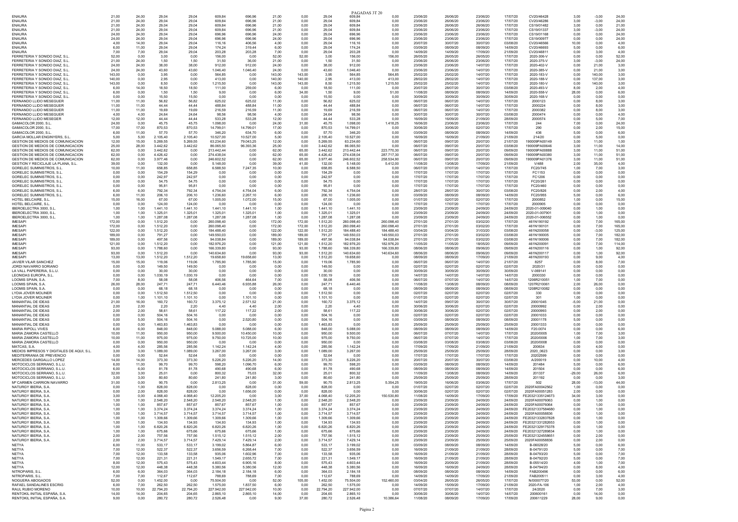PAGADAS 3T 20

| | | | | | | | | | | | | | | | | | | | | | |
|---|---|---|---|---|---|---|---|---|---|---|---|---|---|---|---|---|---|---|---|---|---|
| ENAURA | 21,00 | 24,00 | 29,04 | 29,04 | 609,84 | 696,96 | 21,00 | 0,00 | 29,04 | 609,84 | 0,00 | 23/06/20 | 26/06/20 | 23/06/20 | 17/07/20 | CV20/46428 | 3,00 | -3,00 | 24,00 |
| ENAURA | 21,00 | 24,00 | 29,04 | 29,04 | 609,84 | 696,96 | 21,00 | 0,00 | 29,04 | 609,84 | 0,00 | 23/06/20 | 26/06/20 | 23/06/20 | 17/07/20 | CV20/46286 | 3,00 | -3,00 | 24,00 |
| ENAURA | 21,00 | 24,00 | 29,04 | 29,04 | 609,84 | 696,96 | 21,00 | 0,00 | 29,04 | 609,84 | 0,00 | 23/06/20 | 26/06/20 | 23/06/20 | 17/07/20 | CS19/01482 | 3,00 | 0,00 | 21,00 |
| ENAURA | 21,00 | 24,00 | 29,04 | 29,04 | 609,84 | 696,96 | 21,00 | 0,00 | 29,04 | 609,84 | 0,00 | 23/06/20 | 26/06/20 | 23/06/20 | 17/07/20 | CS19/01337 | 3,00 | -3,00 | 24,00 |
| ENAURA | 24,00 | 24,00 | 29,04 | 29,04 | 696,96 | 696,96 | 24,00 | 0,00 | 29,04 | 696,96 | 0,00 | 23/06/20 | 23/06/20 | 23/06/20 | 17/07/20 | CS19/01168 | 0,00 | 0,00 | 24,00 |
| ENAURA | 24,00 | 24,00 | 29,04 | 29,04 | 696,96 | 696,96 | 24,00 | 0,00 | 29,04 | 696,96 | 0,00 | 23/06/20 | 23/06/20 | 23/06/20 | 17/07/20 | CS19/00977 | 0,00 | 0,00 | 24,00 |
| ENAURA | 4,00 | 14,00 | 29,04 | 29,04 | 116,16 | 406,56 | 4,00 | 0,00 | 29,04 | 116,16 | 0,00 | 20/07/20 | 30/07/20 | 30/07/20 | 03/08/20 | CV20/46566 | 10,00 | 0,00 | 4,00 |
| ENAURA | 6,00 | 11,00 | 29,04 | 29,04 | 174,24 | 319,44 | 6,00 | 0,00 | 29,04 | 174,24 | 0,00 | 03/09/20 | 08/09/20 | 08/09/20 | 14/09/20 | CV20/46693 | 5,00 | 0,00 | 6,00 |
| ENAURA | 7,00 | 7,00 | 29,04 | 29,04 | 203,28 | 203,28 | 7,00 | 0,00 | 29,04 | 203,28 | 0,00 | 14/09/20 | 14/09/20 | 17/09/20 | 21/09/20 | CV20/46811 | 0,00 | 3,00 | 4,00 |
| FERRETERIA Y SONIDO DIAZ, S.L. | 52,00 | 0,00 | 3,00 | 0,00 | 156,00 | 0,00 | 52,00 | 52,00 | 3,00 | 156,00 | 156,00 | 26/05/20 | 26/05/20 | 26/05/20 | 17/07/20 | 2020-306-V | 0,00 | 0,00 | 52,00 |
| FERRETERIA Y SONIDO DIAZ, S.L. | 21,00 | 24,00 | 1,50 | 1,50 | 31,50 | 36,00 | 21,00 | 0,00 | 1,50 | 31,50 | 0,00 | 23/06/20 | 26/06/20 | 23/06/20 | 17/07/20 | 2020-375-V | 3,00 | -3,00 | 24,00 |
| FERRETERIA Y SONIDO DIAZ, S.L. | 24,00 | 24,00 | 38,00 | 38,00 | 912,00 | 912,00 | 24,00 | 0,00 | 38,00 | 912,00 | 0,00 | 23/06/20 | 23/06/20 | 14/07/20 | 17/07/20 | 2020-402-V | 0,00 | 21,00 | 3,00 |
| FERRETERIA Y SONIDO DIAZ, S.L. | 24,00 | 24,00 | 43,60 | 43,60 | 1.046,40 | 1.046,40 | 24,00 | 0,00 | 43,60 | 1.046,40 | 0,00 | 23/06/20 | 23/06/20 | 14/07/20 | 17/07/20 | 2020-385-V | 0,00 | 21,00 | 3,00 |
| FERRETERIA Y SONIDO DIAZ, S.L. | 143,00 | 0,00 | 3,95 | 0,00 | 564,85 | 0,00 | 143,00 | 143,00 | 3,95 | 564,85 | 564,85 | 25/02/20 | 25/02/20 | 14/07/20 | 17/07/20 | 2020-183-V | 0,00 | 140,00 | 3,00 |
| FERRETERIA Y SONIDO DIAZ, S.L. | 140,00 | 0,00 | 2,95 | 0,00 | 413,00 | 0,00 | 140,00 | 140,00 | 2,95 | 413,00 | 413,00 | 28/02/20 | 28/02/20 | 14/07/20 | 17/07/20 | 2020-188-V | 0,00 | 137,00 | 3,00 |
| FERRETERIA Y SONIDO DIAZ, S.L. | 143,00 | 0,00 | 8,50 | 0,00 | 1.215,50 | 0,00 | 143,00 | 143,00 | 8,50 | 1.215,50 | 1.215,50 | 25/02/20 | 25/02/20 | 14/07/20 | 17/07/20 | 2020-180-V | 0,00 | 140,00 | 3,00 |
| FERRETERIA Y SONIDO DIAZ, S.L. | 6,00 | 14,00 | 18,50 | 18,50 | 111,00 | 259,00 | 6,00 | 0,00 | 18,50 | 111,00 | 0,00 | 20/07/20 | 28/07/20 | 30/07/20 | 03/08/20 | 2020-493-V | 8,00 | 2,00 | 4,00 |
| FERRETERIA Y SONIDO DIAZ, S.L. | 6,00 | 0,00 | 1,50 | 1,50 | 9,00 | 0,00 | 6,00 | 34,00 | 1,50 | 9,00 | 51,00 | 11/08/20 | 08/09/20 | 08/09/20 | 14/09/20 | 2020-558-V | 28,00 | 0,00 | 6,00 |
| FERRETERIA Y SONIDO DIAZ, S.L. | 0,00 | 0,00 | 15,50 | 15,50 | 0,00 | 0,00 | 0,00 | 0,00 | 15,50 | 0,00 | 0,00 | 30/09/20 | 30/09/20 | 30/09/20 | 30/09/20 | 2020-168-V | 0,00 | 0,00 | 0,00 |
| FERNANDO LLIDO MESEGUER | 11,00 | 11,00 | 56,82 | 56,82 | 625,02 | 625,02 | 11,00 | 0,00 | 56,82 | 625,02 | 0,00 | 06/07/20 | 06/07/20 | 14/07/20 | 17/07/20 | 2000123 | 0,00 | 8,00 | 3,00 |
| FERNANDO LLIDO MESEGUER | 11,00 | 11,00 | 44,44 | 44,44 | 488,84 | 488,84 | 11,00 | 0,00 | 44,44 | 488,84 | 0,00 | 06/07/20 | 06/07/20 | 14/07/20 | 17/07/20 | 2000224 | 0,00 | 8,00 | 3,00 |
| FERNANDO LLIDO MESEGUER | 11,00 | 11,00 | 19,69 | 19,69 | 216,59 | 216,59 | 11,00 | 0,00 | 19,69 | 216,59 | 0,00 | 06/07/20 | 06/07/20 | 14/07/20 | 17/07/20 | 2000382 | 0,00 | 8,00 | 3,00 |
| FERNANDO LLIDO MESEGUER | 4,00 | 4,00 | 24,64 | 24,64 | 98,56 | 98,56 | 4,00 | 0,00 | 24,64 | 98,56 | 0,00 | 30/07/20 | 30/07/20 | 30/07/20 | 03/08/20 | 2000474 | 0,00 | 0,00 | 4,00 |
| FERNANDO LLIDO MESEGUER | 12,00 | 12,00 | 44,44 | 44,44 | 533,28 | 533,28 | 12,00 | 0,00 | 44,44 | 533,28 | 0,00 | 16/09/20 | 16/09/20 | 21/09/20 | 28/09/20 | 2000574 | 0,00 | 5,00 | 7,00 |
| GAMACOLOR 2000, S.L. | 24,00 | 0,00 | 45,75 | 45,75 | 1.098,00 | 0,00 | 24,00 | 31,00 | 45,75 | 1.098,00 | 1.418,25 | 16/06/20 | 16/06/20 | 23/06/20 | 17/07/20 | 244 | 7,00 | 0,00 | 24,00 |
| GAMACOLOR 2000, S.L. | 17,00 | 17,00 | 870,53 | 870,53 | 14.799,01 | 14.799,01 | 17,00 | 0,00 | 870,53 | 14.799,01 | 0,00 | 30/06/20 | 30/06/20 | 02/07/20 | 17/07/20 | 290 | 0,00 | 2,00 | 15,00 |
| GAMACOLOR 2000, S.L. | 6,00 | 11,00 | 57,70 | 57,70 | 346,20 | 634,70 | 6,00 | 0,00 | 57,70 | 346,20 | 0,00 | 03/09/20 | 08/09/20 | 08/09/20 | 14/09/20 | 436 | 5,00 | 0,00 | 6,00 |
| GARCIA MOLLAR ENGINYERS, S.L. | 5,00 | 5,00 | 2.105,40 | 2.105,40 | 10.527,00 | 10.527,00 | 5,00 | 0,00 | 2.105,40 | 10.527,00 | 0,00 | 16/09/20 | 16/09/20 | 21/09/20 | 21/09/20 | 214/20 | 0,00 | 5,00 | 0,00 |
| GESTION DE MEDIOS DE COMUNICACION | 12,00 | 15,00 | 5.269,55 | 5.269,55 | 63.234,60 | 79.043,25 | 12,00 | 0,00 | 5.269,55 | 63.234,60 | 0,00 | 06/07/20 | 09/07/20 | 20/07/20 | 21/07/20 | 190009PA00149 | 3,00 | 11,00 | 1,00 |
| GESTION DE MEDIOS DE COMUNICACION | 25,00 | 28,00 | 3.442,62 | 3.442,62 | 86.065,50 | 96.393,36 | 25,00 | 0,00 | 3.442,62 | 86.065,50 | 0,00 | 06/07/20 | 09/07/20 | 20/07/20 | 03/08/20 | 190009PA00646 | 3,00 | 11,00 | 14,00 |
| GESTION DE MEDIOS DE COMUNICACION | 62,00 | 0,00 | 3.442,62 | 0,00 | 213.442,44 | 0,00 | 62,00 | 65,00 | 3.442,62 | 213.442,44 | 223.770,30 | 06/07/20 | 09/07/20 | 20/07/20 | 09/09/20 | 190009PA00888 | 3,00 | 11,00 | 51,00 |
| GESTION DE MEDIOS DE COMUNICACION | 62,00 | 0,00 | 4.426,42 | 0,00 | 274.438,04 | 0,00 | 62,00 | 65,00 | 4.426,42 | 274.438,04 | 287.717,30 | 06/07/20 | 09/07/20 | 20/07/20 | 09/09/20 | 190009PA00380 | 3,00 | 11,00 | 51,00 |
| GESTION DE MEDIOS DE COMUNICACION | 62,00 | 0,00 | 3.977,46 | 0,00 | 246.602,52 | 0,00 | 62,00 | 65,00 | 3.977,46 | 246.602,52 | 258.534,90 | 06/07/20 | 09/07/20 | 20/07/20 | 09/09/20 | 190009PA01376 | 3,00 | 11,00 | 51,00 |
| GESTION Y RECICLAJE LA PLANA, S.L. | 39,00 | 0,00 | 132,00 | 0,00 | 5.148,00 | 0,00 | 39,00 | 41,00 | 132,00 | 5.148,00 | 5.412,00 | 11/08/20 | 13/08/20 | 17/09/20 | 21/09/20 | V/488 | 2,00 | 35,00 | 4,00 |
| GORELEC SUMINISTROS, S.L. | 10,00 | 11,00 | 658,85 | 658,85 | 6.588,50 | 7.247,35 | 10,00 | 0,00 | 658,85 | 6.588,50 | 0,00 | 06/07/20 | 07/07/20 | 14/07/20 | 17/07/20 | FC20/745 | 1,00 | 7,00 | 3,00 |
| GORELEC SUMINISTROS, S.L. | 0,00 | 0,00 | 154,29 | 154,29 | 0,00 | 0,00 | 0,00 | 0,00 | 154,29 | 0,00 | 0,00 | 17/07/20 | 17/07/20 | 17/07/20 | 17/07/20 | FC1153 | 0,00 | 0,00 | 0,00 |
| GORELEC SUMINISTROS, S.L. | 0,00 | 0,00 | 242,97 | 242,97 | 0,00 | 0,00 | 0,00 | 0,00 | 242,97 | 0,00 | 0,00 | 17/07/20 | 17/07/20 | 17/07/20 | 17/07/20 | FC1206 | 0,00 | 0,00 | 0,00 |
| GORELEC SUMINISTROS, S.L. | 0,00 | 0,00 | 54,75 | 54,75 | 0,00 | 0,00 | 0,00 | 0,00 | 54,75 | 0,00 | 0,00 | 17/07/20 | 17/07/20 | 17/07/20 | 17/07/20 | FC20/261 | 0,00 | 0,00 | 0,00 |
| GORELEC SUMINISTROS, S.L. | 0,00 | 0,00 | 95,81 | 95,81 | 0,00 | 0,00 | 0,00 | 0,00 | 95,81 | 0,00 | 0,00 | 17/07/20 | 17/07/20 | 17/07/20 | 17/07/20 | FC20/460 | 0,00 | 0,00 | 0,00 |
| GORELEC SUMINISTROS, S.L. | 6,00 | 6,00 | 792,34 | 792,34 | 4.754,04 | 4.754,04 | 6,00 | 0,00 | 792,34 | 4.754,04 | 0,00 | 28/07/20 | 28/07/20 | 30/07/20 | 03/08/20 | FC20/826 | 0,00 | 2,00 | 4,00 |
| GORELEC SUMINISTROS, S.L. | 6,00 | 11,00 | 206,10 | 206,10 | 1.236,60 | 2.267,10 | 6,00 | 0,00 | 206,10 | 1.236,60 | 0,00 | 03/09/20 | 08/09/20 | 08/09/20 | 14/09/20 | FC20/955 | 5,00 | 0,00 | 6,00 |
| HOTEL BELCAIRE, S.L. | 15,00 | 16,00 | 67,00 | 67,00 | 1.005,00 | 1.072,00 | 15,00 | 0,00 | 67,00 | 1.005,00 | 0,00 | 01/07/20 | 02/07/20 | 02/07/20 | 17/07/20 | 2000852 | 1,00 | 0,00 | 15,00 |
| HOTEL BELCAIRE, S.L. | 0,00 | 0,00 | 124,00 | 124,00 | 0,00 | 0,00 | 0,00 | 0,00 | 124,00 | 0,00 | 0,00 | 17/07/20 | 17/07/20 | 17/07/20 | 17/07/20 | 2000905 | 0,00 | 0,00 | 0,00 |
| IBEROELECTRA 3000, S.L. | 1,00 | 1,00 | 1.441,10 | 1.441,10 | 1.441,10 | 1.441,10 | 1,00 | 0,00 | 1.441,10 | 1.441,10 | 0,00 | 23/09/20 | 23/09/20 | 24/09/20 | 24/09/20 | 2020-01-009040 | 0,00 | 1,00 | 0,00 |
| IBEROELECTRA 3000, S.L. | 1,00 | 1,00 | 1.325,01 | 1.325,01 | 1.325,01 | 1.325,01 | 1,00 | 0,00 | 1.325,01 | 1.325,01 | 0,00 | 23/09/20 | 23/09/20 | 24/09/20 | 24/09/20 | 2020-01-007901 | 0,00 | 1,00 | 0,00 |
| IBEROELECTRA 3000, S.L. | 1,00 | 1,00 | 1.287,08 | 1.287,08 | 1.287,08 | 1.287,08 | 1,00 | 0,00 | 1.287,08 | 1.287,08 | 0,00 | 23/09/20 | 23/09/20 | 24/09/20 | 24/09/20 | 2020-01-006552 | 0,00 | 1,00 | 0,00 |
| IMESAPI | 172,00 | 0,00 | 1.512,20 | 0,00 | 260.098,40 | 0,00 | 172,00 | 172,00 | 1.512,20 | 260.098,40 | 260.098,40 | 27/01/20 | 27/01/20 | 03/02/20 | 17/07/20 | 461N190192 | 0,00 | 7,00 | 165,00 |
| IMESAPI | 172,00 | 0,00 | 1.512,20 | 0,00 | 260.098,40 | 0,00 | 172,00 | 172,00 | 1.512,20 | 260.098,40 | 260.098,40 | 27/01/20 | 27/01/20 | 03/02/20 | 17/07/20 | 461N190101 | 0,00 | 7,00 | 165,00 |
| IMESAPI | 122,00 | 0,00 | 1.512,20 | 0,00 | 184.488,40 | 0,00 | 122,00 | 122,00 | 1.512,20 | 184.488,40 | 184.488,40 | 03/04/20 | 03/04/20 | 31/03/20 | 03/08/20 | 461N200058 | 0,00 | -3,00 | 125,00 |
| IMESAPI | 189,00 | 0,00 | 791,27 | 0,00 | 149.550,03 | 0,00 | 189,00 | 189,00 | 791,27 | 149.550,03 | 149.550,03 | 27/01/20 | 27/01/20 | 03/02/20 | 03/08/20 | 461N190005 | 0,00 | 7,00 | 182,00 |
| IMESAPI | 189,00 | 0,00 | 497,56 | 0,00 | 94.038,84 | 0,00 | 189,00 | 189,00 | 497,56 | 94.038,84 | 94.038,84 | 27/01/20 | 27/01/20 | 03/02/20 | 03/08/20 | 461N190006 | 0,00 | 7,00 | 182,00 |
| IMESAPI | 121,00 | 0,00 | 1.512,20 | 0,00 | 182.976,20 | 0,00 | 121,00 | 121,00 | 1.512,20 | 182.976,20 | 182.976,20 | 11/05/20 | 11/05/20 | 18/05/20 | 09/09/20 | 461N200091 | 0,00 | 7,00 | 114,00 |
| IMESAPI | 93,00 | 0,00 | 1.788,60 | 0,00 | 166.339,80 | 0,00 | 93,00 | 93,00 | 1.788,60 | 166.339,80 | 166.339,80 | 08/06/20 | 08/06/20 | 09/06/20 | 09/09/20 | 461N200116 | 0,00 | 1,00 | 92,00 |
| IMESAPI | 93,00 | 0,00 | 1.512,20 | 0,00 | 140.634,60 | 0,00 | 93,00 | 93,00 | 1.512,20 | 140.634,60 | 140.634,60 | 08/06/20 | 08/06/20 | 09/06/20 | 09/09/20 | 461N200117 | 0,00 | 1,00 | 92,00 |
| IMESAPI | 13,00 | 13,00 | 1.512,20 | 1.512,20 | 19.658,60 | 19.658,60 | 13,00 | 0,00 | 1.512,20 | 19.658,60 | 0,00 | 08/09/20 | 08/09/20 | 17/09/20 | 21/09/20 | 461N200193 | 0,00 | 9,00 | 4,00 |
| JAVIER VILAR SANCHEZ | 15,00 | 15,00 | 119,06 | 119,06 | 1.785,90 | 1.785,90 | 15,00 | 0,00 | 119,06 | 1.785,90 | 0,00 | 06/07/20 | 06/07/20 | 14/07/20 | 21/07/20 | 8257 | 0,00 | 8,00 | 7,00 |
| JORDI NAVARRO SORIANO | 0,00 | 0,00 | 149,50 | 149,50 | 0,00 | 0,00 | 0,00 | 0,00 | 149,50 | 0,00 | 0,00 | 02/07/20 | 02/07/20 | 02/07/20 | 02/07/20 | 2020/31 | 0,00 | 0,00 | 0,00 |
| LA VALL PAPERERIA, S.L.U. | 0,00 | 0,00 | 30,00 | 30,00 | 0,00 | 0,00 | 0,00 | 0,00 | 30,00 | 0,00 | 0,00 | 30/09/20 | 30/09/20 | 30/09/20 | 30/09/20 | V-069141 | 0,00 | 0,00 | 0,00 |
| LEONIDAS EUROPA, S.L. | 0,00 | 0,00 | 1.030,19 | 1.030,19 | 0,00 | 0,00 | 0,00 | 0,00 | 1.030,19 | 0,00 | 0,00 | 14/07/20 | 14/07/20 | 14/07/20 | 14/07/20 | 2000330 | 0,00 | 0,00 | 0,00 |
| LOOMIS SPAIN, S.A. | 7,00 | 8,00 | 58,08 | 58,08 | 406,56 | 464,64 | 7,00 | 0,00 | 58,08 | 406,56 | 0,00 | 06/07/20 | 07/07/20 | 14/07/20 | 17/07/20 | 1206R210051 | 1,00 | 7,00 | 0,00 |
| LOOMIS SPAIN, S.A. | 26,00 | 28,00 | 247,71 | 247,71 | 6.440,46 | 6.935,88 | 26,00 | 0,00 | 247,71 | 6.440,46 | 0,00 | 11/08/20 | 13/08/20 | 08/09/20 | 08/09/20 | 1207R210061 | 2,00 | 26,00 | 0,00 |
| LOOMIS SPAIN, S.A. | 0,00 | 0,00 | 68,18 | 68,18 | 0,00 | 0,00 | 0,00 | 0,00 | 68,18 | 0,00 | 0,00 | 08/09/20 | 08/09/20 | 08/09/20 | 08/09/20 | 1208R210082 | 0,00 | 0,00 | 0,00 |
| LYDIA JOVER MOLINER | 0,00 | 0,00 | 1.512,50 | 1.512,50 | 0,00 | 0,00 | 0,00 | 0,00 | 1.512,50 | 0,00 | 0,00 | 02/07/20 | 02/07/20 | 02/07/20 | 02/07/20 | 330 | 0,00 | 0,00 | 0,00 |
| LYDIA JOVER MOLINER | 0,00 | 1,00 | 1.101,10 | 1.101,10 | 0,00 | 1.101,10 | 0,00 | 0,00 | 1.101,10 | 0,00 | 0,00 | 01/07/20 | 02/07/20 | 02/07/20 | 02/07/20 | 301 | 1,00 | 0,00 | 0,00 |
| MANANTIAL DE IDEAS | 21,00 | 16,00 | 160,72 | 160,72 | 3.375,12 | 2.571,52 | 21,00 | 0,00 | 160,72 | 3.375,12 | 0,00 | 14/07/20 | 09/07/20 | 30/07/20 | 30/07/20 | 20001045 | -5,00 | 21,00 | 0,00 |
| MANANTIAL DE IDEAS | 2,00 | 2,00 | 2,20 | 2,20 | 4,40 | 4,40 | 2,00 | 0,00 | 2,20 | 4,40 | 0,00 | 30/06/20 | 30/06/20 | 02/07/20 | 02/07/20 | 20000992 | 0,00 | 2,00 | 0,00 |
| MANANTIAL DE IDEAS | 2,00 | 2,00 | 58,61 | 58,61 | 117,22 | 117,22 | 2,00 | 0,00 | 58,61 | 117,22 | 0,00 | 30/06/20 | 30/06/20 | 02/07/20 | 02/07/20 | 20000993 | 0,00 | 2,00 | 0,00 |
| MANANTIAL DE IDEAS | 0,00 | 0,00 | 504,16 | 504,16 | 0,00 | 0,00 | 0,00 | 0,00 | 504,16 | 0,00 | 0,00 | 02/07/20 | 02/07/20 | 02/07/20 | 02/07/20 | 20001033 | 0,00 | 0,00 | 0,00 |
| MANANTIAL DE IDEAS | 0,00 | 5,00 | 504,16 | 504,16 | 0,00 | 2.520,80 | 0,00 | 0,00 | 504,16 | 0,00 | 0,00 | 03/09/20 | 08/09/20 | 08/09/20 | 08/09/20 | 20001178 | 5,00 | 0,00 | 0,00 |
| MANANTIAL DE IDEAS | 0,00 | 0,00 | 1.463,83 | 1.463,83 | 0,00 | 0,00 | 0,00 | 0,00 | 1.463,83 | 0,00 | 0,00 | 25/09/20 | 25/09/20 | 25/09/20 | 25/09/20 | 20001333 | 0,00 | 0,00 | 0,00 |
| MARIA RIPOLL VIVES | 6,00 | 6,00 | 848,00 | 848,00 | 5.088,00 | 5.088,00 | 6,00 | 0,00 | 848,00 | 5.088,00 | 0,00 | 08/09/20 | 08/09/20 | 08/09/20 | 14/09/20 | F20.0074 | 0,00 | 0,00 | 6,00 |
| MARIA ZAMORA CASTELLO | 10,00 | 11,00 | 950,00 | 950,00 | 9.500,00 | 10.450,00 | 10,00 | 0,00 | 950,00 | 9.500,00 | 0,00 | 06/07/20 | 07/07/20 | 14/07/20 | 17/07/20 | 2020/0005 | 1,00 | 7,00 | 3,00 |
| MARIA ZAMORA CASTELLO | 10,00 | 11,00 | 975,00 | 975,00 | 9.750,00 | 10.725,00 | 10,00 | 0,00 | 975,00 | 9.750,00 | 0,00 | 06/07/20 | 07/07/20 | 14/07/20 | 17/07/20 | 2020/0006 | 1,00 | 7,00 | 3,00 |
| MARIA ZAMORA CASTELLO | 0,00 | 0,00 | 950,00 | 950,00 | 0,00 | 0,00 | 0,00 | 0,00 | 950,00 | 0,00 | 0,00 | 03/08/20 | 03/08/20 | 03/08/20 | 03/08/20 | 2020/0008 | 0,00 | 0,00 | 0,00 |
| MATCAS, S.A. | 4,00 | 4,00 | 285,56 | 285,56 | 1.142,24 | 1.142,24 | 4,00 | 0,00 | 285,56 | 1.142,24 | 0,00 | 17/09/20 | 17/09/20 | 21/09/20 | 21/09/20 | 206634 | 0,00 | 4,00 | 0,00 |
| MEDIOS IMPRESOS Y DIGITALES DE AQUI, S.L. | 3,00 | 3,00 | 1.089,00 | 1.089,00 | 3.267,00 | 3.267,00 | 3,00 | 0,00 | 1.089,00 | 3.267,00 | 0,00 | 25/09/20 | 25/09/20 | 25/09/20 | 28/09/20 | 2020_0623 | 0,00 | 0,00 | 3,00 |
| MEDITERRANIA DE PREVENCIO | 0,00 | 0,00 | 52,64 | 52,64 | 0,00 | 0,00 | 0,00 | 0,00 | 52,64 | 0,00 | 0,00 | 17/07/20 | 17/07/20 | 17/07/20 | 17/07/20 | 20202599 | 0,00 | 0,00 | 0,00 |
| MERCEDES GARGALLO LOPEZ | 14,00 | 14,00 | 373,30 | 373,30 | 5.226,20 | 5.226,20 | 14,00 | 0,00 | 373,30 | 5.226,20 | 0,00 | 20/07/20 | 20/07/20 | 30/07/20 | 03/08/20 | A/200019 | 0,00 | 10,00 | 4,00 |
| MOTOCICLOS SERRANO, S.L.U. | 6,00 | 11,00 | 99,70 | 99,70 | 598,20 | 1.096,70 | 6,00 | 0,00 | 99,70 | 598,20 | 0,00 | 03/09/20 | 08/09/20 | 08/09/20 | 14/09/20 | 201484 | 5,00 | 0,00 | 6,00 |
| MOTOCICLOS SERRANO, S.L.U. | 6,00 | 6,00 | 81,78 | 81,78 | 490,68 | 490,68 | 6,00 | 0,00 | 81,78 | 490,68 | 0,00 | 08/09/20 | 08/09/20 | 08/09/20 | 14/09/20 | 201504 | 0,00 | 0,00 | 6,00 |
| MOTOCICLOS SERRANO, S.L.U. | 32,00 | 3,00 | 25,01 | 0,00 | 800,32 | 75,03 | 32,00 | 0,00 | 25,01 | 800,32 | 0,00 | 11/09/20 | 13/08/20 | 08/09/20 | 14/09/20 | 201337 | -29,00 | 26,00 | 6,00 |
| MOTOCICLOS SERRANO, S.L.U. | 3,00 | 3,00 | 80,60 | 80,60 | 241,80 | 241,80 | 3,00 | 0,00 | 80,60 | 241,80 | 0,00 | 25/09/20 | 25/09/20 | 25/09/20 | 28/09/20 | 201192 | 0,00 | 0,00 | 3,00 |
| Mª CARMEN CARRION NAVARRO | 31,00 | 0,00 | 90,75 | 0,00 | 2.813,25 | 0,00 | 31,00 | 59,00 | 90,75 | 2.813,25 | 5.354,25 | 19/05/20 | 16/06/20 | 03/06/20 | 17/07/20 | 502 | 28,00 | -13,00 | 44,00 |
| NATURGY IBERIA, S.A. | 0,00 | 1,00 | 828,00 | 828,00 | 0,00 | 828,00 | 0,00 | 0,00 | 828,00 | 0,00 | 0,00 | 01/07/20 | 02/07/20 | 02/07/20 | 02/07/20 | 2020FA00042562 | 1,00 | 0,00 | 0,00 |
| NATURGY IBERIA, S.A. | 0,00 | 2,00 | 828,00 | 828,00 | 0,00 | 1.656,00 | 0,00 | 0,00 | 828,00 | 0,00 | 0,00 | 30/06/20 | 02/07/20 | 02/07/20 | 02/07/20 | 2020FA00051283 | 2,00 | 0,00 | 0,00 |
| NATURGY IBERIA, S.A. | 3,00 | 0,00 | 4.068,40 | 4.068,40 | 12.205,20 | 0,00 | 3,00 | 37,00 | 4.068,40 | 12.205,20 | 150.530,80 | 11/08/20 | 14/09/20 | 17/09/20 | 17/09/20 | FE20321335124673 | 34,00 | 3,00 | 0,00 |
| NATURGY IBERIA, S.A. | 1,00 | 1,00 | 2.548,20 | 2.548,20 | 2.548,20 | 2.548,20 | 1,00 | 0,00 | 2.548,20 | 2.548,20 | 0,00 | 23/09/20 | 23/09/20 | 24/09/20 | 24/09/20 | 2020FA00076063 | 0,00 | 1,00 | 0,00 |
| NATURGY IBERIA, S.A. | 1,00 | 1,00 | 857,67 | 857,67 | 857,67 | 857,67 | 1,00 | 0,00 | 857,67 | 857,67 | 0,00 | 23/09/20 | 23/09/20 | 24/09/20 | 24/09/20 | 2020FA00076064 | 0,00 | 1,00 | 0,00 |
| NATURGY IBERIA, S.A. | 1,00 | 1,00 | 3.374,24 | 3.374,24 | 3.374,24 | 3.374,24 | 1,00 | 0,00 | 3.374,24 | 3.374,24 | 0,00 | 23/09/20 | 23/09/20 | 24/09/20 | 24/09/20 | FE20321337584680 | 0,00 | 1,00 | 0,00 |
| NATURGY IBERIA, S.A. | 1,00 | 1,00 | 3.714,57 | 3.714,57 | 3.714,57 | 3.714,57 | 1,00 | 0,00 | 3.714,57 | 3.714,57 | 0,00 | 23/09/20 | 23/09/20 | 24/09/20 | 24/09/20 | 2020FA00058836 | 0,00 | 1,00 | 0,00 |
| NATURGY IBERIA, S.A. | 1,00 | 1,00 | 1.309,66 | 1.309,66 | 1.309,66 | 1.309,66 | 1,00 | 0,00 | 1.309,66 | 1.309,66 | 0,00 | 23/09/20 | 23/09/20 | 24/09/20 | 24/09/20 | FE20321332837828 | 0,00 | 1,00 | 0,00 |
| NATURGY IBERIA, S.A. | 1,00 | 1,00 | 134,93 | 134,93 | 134,93 | 134,93 | 1,00 | 0,00 | 134,93 | 134,93 | 0,00 | 23/09/20 | 23/09/20 | 24/09/20 | 24/09/20 | FE20321331282653 | 0,00 | 1,00 | 0,00 |
| NATURGY IBERIA, S.A. | 1,00 | 1,00 | 6.820,26 | 6.820,26 | 6.820,26 | 6.820,26 | 1,00 | 0,00 | 6.820,26 | 6.820,26 | 0,00 | 23/09/20 | 23/09/20 | 24/09/20 | 24/09/20 | FE20321329175378 | 0,00 | 1,00 | 0,00 |
| NATURGY IBERIA, S.A. | 1,00 | 1,00 | 675,66 | 675,66 | 675,66 | 675,66 | 1,00 | 0,00 | 675,66 | 675,66 | 0,00 | 23/09/20 | 23/09/20 | 24/09/20 | 24/09/20 | FE20321327289834 | 0,00 | 1,00 | 0,00 |
| NATURGY IBERIA, S.A. | 2,00 | 2,00 | 757,56 | 757,56 | 1.515,12 | 1.515,12 | 2,00 | 0,00 | 757,56 | 1.515,12 | 0,00 | 23/09/20 | 23/09/20 | 25/09/20 | 25/09/20 | FE20321324558651 | 0,00 | 2,00 | 0,00 |
| NATURGY IBERIA, S.A. | 2,00 | 2,00 | 3.714,57 | 3.714,57 | 7.429,14 | 7.429,14 | 2,00 | 0,00 | 3.714,57 | 7.429,14 | 0,00 | 23/09/20 | 23/09/20 | 25/09/20 | 25/09/20 | 2020FA00058836 | 0,00 | 2,00 | 0,00 |
| NETYA | 6,00 | 11,00 | 533,17 | 533,17 | 3.199,02 | 5.864,87 | 6,00 | 0,00 | 533,17 | 3.199,02 | 0,00 | 03/09/20 | 08/09/20 | 08/09/20 | 14/09/20 | B-06028/20 | 5,00 | 0,00 | 6,00 |
| NETYA | 7,00 | 12,00 | 522,37 | 522,37 | 3.656,59 | 6.268,44 | 7,00 | 0,00 | 522,37 | 3.656,59 | 0,00 | 16/09/20 | 21/09/20 | 21/09/20 | 28/09/20 | B-04791/20 | 5,00 | 0,00 | 7,00 |
| NETYA | 7,00 | 12,00 | 133,58 | 133,58 | 935,06 | 1.602,96 | 7,00 | 0,00 | 133,58 | 935,06 | 0,00 | 16/09/20 | 21/09/20 | 21/09/20 | 28/09/20 | B-04793/20 | 5,00 | 0,00 | 7,00 |
| NETYA | 7,00 | 12,00 | 221,31 | 221,31 | 1.549,17 | 2.655,72 | 7,00 | 0,00 | 221,31 | 1.549,17 | 0,00 | 16/09/20 | 21/09/20 | 21/09/20 | 28/09/20 | B-04792/20 | 5,00 | 0,00 | 7,00 |
| NETYA | 8,00 | 12,00 | 575,43 | 575,43 | 4.603,44 | 6.905,16 | 8,00 | 0,00 | 575,43 | 4.603,44 | 0,00 | 16/09/20 | 20/09/20 | 21/09/20 | 28/09/20 | B-05514/20 | 4,00 | 1,00 | 7,00 |
| NETYA | 12,00 | 12,00 | 448,38 | 448,38 | 5.380,56 | 5.380,56 | 12,00 | 0,00 | 448,38 | 5.380,56 | 0,00 | 16/09/20 | 16/09/20 | 24/09/20 | 28/09/20 | B-04794/20 | 0,00 | 8,00 | 4,00 |
| NITROPARIS, S.L. | 6,00 | 6,00 | 364,03 | 364,03 | 2.184,18 | 2.184,18 | 6,00 | 0,00 | 364,03 | 2.184,18 | 0,00 | 08/09/20 | 08/09/20 | 08/09/20 | 14/09/20 | FAB200496 | 0,00 | 0,00 | 6,00 |
| NITROPARIS, S.L. | 7,00 | 7,00 | 112,67 | 112,67 | 788,69 | 788,69 | 7,00 | 0,00 | 112,67 | 788,69 | 0,00 | 14/09/20 | 14/09/20 | 17/09/20 | 21/09/20 | FAB200511 | 0,00 | 3,00 | 4,00 |
| NOGUERA ABOGADOS | 52,00 | 0,00 | 1.452,00 | 0,00 | 75.504,00 | 0,00 | 52,00 | 105,00 | 1.452,00 | 75.504,00 | 152.460,00 | 03/04/20 | 26/05/20 | 26/05/20 | 17/07/20 | N/000077/20 | 53,00 | 0,00 | 52,00 |
| RAFAEL SANDALINES ESCRIG | 6,00 | 7,00 | 262,50 | 262,50 | 1.575,00 | 1.837,50 | 6,00 | 0,00 | 262,50 | 1.575,00 | 0,00 | 14/09/20 | 15/09/20 | 17/09/20 | 21/09/20 | 2020-FA-106 | 1,00 | 2,00 | 4,00 |
| RAUL RUBIO MORENO | 10,00 | 10,00 | 22.794,20 | 22.794,20 | 227.942,00 | 227.942,00 | 10,00 | 0,00 | 22.794,20 | 227.942,00 | 0,00 | 07/07/20 | 07/07/20 | 14/07/20 | 17/07/20 | 24/2020 | 0,00 | 7,00 | 3,00 |
| RENTOKIL INITIAL ESPAÑA, S.A. | 14,00 | 14,00 | 204,65 | 204,65 | 2.865,10 | 2.865,10 | 14,00 | 0,00 | 204,65 | 2.865,10 | 0,00 | 30/06/20 | 30/06/20 | 14/07/20 | 14/07/20 | 200600161 | 0,00 | 14,00 | 0,00 |
| RENTOKIL INITIAL ESPAÑA, S.A. | 9,00 | 0,00 | 280,72 | 280,72 | 2.526,48 | 0,00 | 9,00 | 37,00 | 280,72 | 2.526,48 | 10.386,64 | 11/08/20 | 08/09/20 | 17/09/20 | 17/09/20 | 200611229 | 28,00 | 9,00 | 0,00 |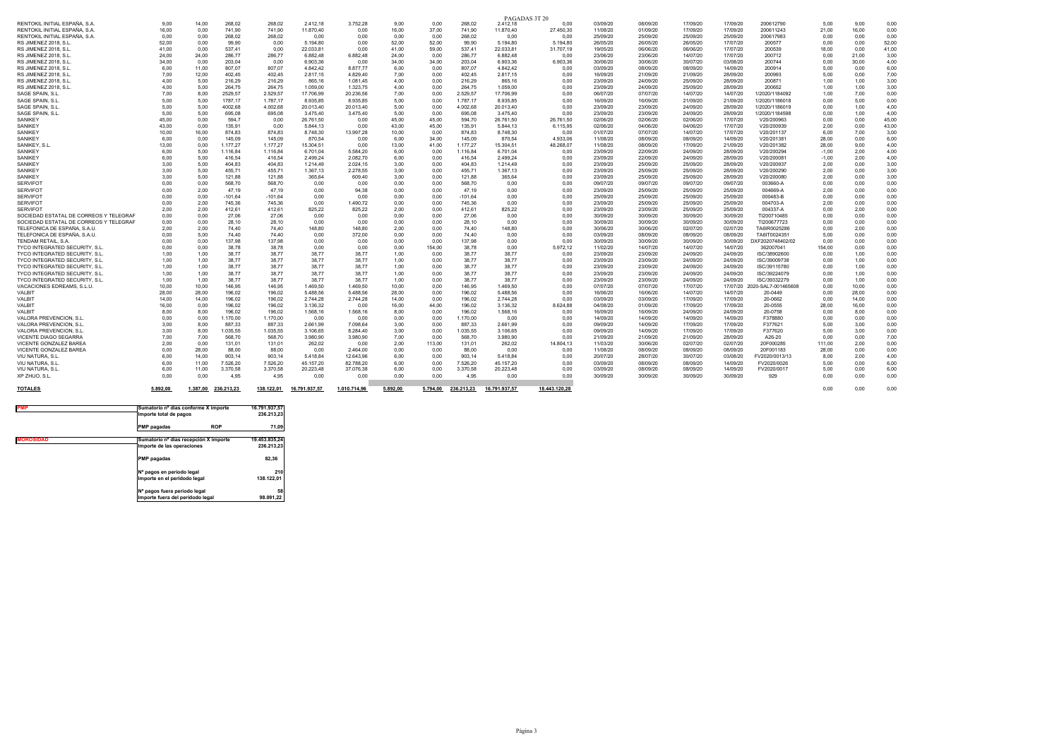PAGADAS 3T 20

| | | | | | | | | | | | | | | | | | | | | |
|---|---|---|---|---|---|---|---|---|---|---|---|---|---|---|---|---|---|---|---|---|
| RENTOKIL INITIAL ESPAÑA, S.A. | 9,00 | 14,00 | 268,02 | 268,02 | 2.412,18 | 3.752,28 | 9,00 | 0,00 | 268,02 | 2.412,18 | 0,00 | 03/09/20 | 08/09/20 | 17/09/20 | 17/09/20 | 200612790 | 5,00 | 9,00 | 0,00 |
| RENTOKIL INITIAL ESPAÑA, S.A. | 16,00 | 0,00 | 741,90 | 741,90 | 11.870,40 | 0,00 | 16,00 | 37,00 | 741,90 | 11.870,40 | 27.450,30 | 11/08/20 | 01/09/20 | 17/09/20 | 17/09/20 | 200611243 | 21,00 | 16,00 | 0,00 |
| RENTOKIL INITIAL ESPAÑA, S.A. | 0,00 | 0,00 | 268,02 | 268,02 | 0,00 | 0,00 | 0,00 | 0,00 | 268,02 | 0,00 | 0,00 | 25/09/20 | 25/09/20 | 25/09/20 | 25/09/20 | 200617983 | 0,00 | 0,00 | 0,00 |
| RS JIMENEZ 2018, S.L. | 52,00 | 0,00 | 99,90 | 0,00 | 5.194,80 | 0,00 | 52,00 | 52,00 | 99,90 | 5.194,80 | 5.194,80 | 26/05/20 | 26/05/20 | 26/05/20 | 17/07/20 | 200577 | 0,00 | 0,00 | 52,00 |
| RS JIMENEZ 2018, S.L. | 41,00 | 0,00 | 537,41 | 0,00 | 22.033,81 | 0,00 | 41,00 | 59,00 | 537,41 | 22.033,81 | 31.707,19 | 19/05/20 | 06/06/20 | 06/06/20 | 17/07/20 | 200539 | 18,00 | 0,00 | 41,00 |
| RS JIMENEZ 2018, S.L. | 24,00 | 24,00 | 286,77 | 286,77 | 6.882,48 | 6.882,48 | 24,00 | 0,00 | 286,77 | 6.882,48 | 0,00 | 23/06/20 | 23/06/20 | 14/07/20 | 17/07/20 | 200712 | 0,00 | 21,00 | 3,00 |
| RS JIMENEZ 2018, S.L. | 34,00 | 0,00 | 203,04 | 0,00 | 6.903,36 | 0,00 | 34,00 | 34,00 | 203,04 | 6.903,36 | 6.903,36 | 30/06/20 | 30/06/20 | 30/07/20 | 03/08/20 | 200744 | 0,00 | 30,00 | 4,00 |
| RS JIMENEZ 2018, S.L. | 6,00 | 11,00 | 807,07 | 807,07 | 4.842,42 | 8.877,77 | 6,00 | 0,00 | 807,07 | 4.842,42 | 0,00 | 03/09/20 | 08/09/20 | 08/09/20 | 14/09/20 | 200914 | 5,00 | 0,00 | 6,00 |
| RS JIMENEZ 2018, S.L. | 7,00 | 12,00 | 402,45 | 402,45 | 2.817,15 | 4.829,40 | 7,00 | 0,00 | 402,45 | 2.817,15 | 0,00 | 16/09/20 | 21/09/20 | 21/09/20 | 28/09/20 | 200993 | 5,00 | 0,00 | 7,00 |
| RS JIMENEZ 2018, S.L. | 4,00 | 5,00 | 216,29 | 216,29 | 865,16 | 1.081,45 | 4,00 | 0,00 | 216,29 | 865,16 | 0,00 | 23/09/20 | 24/09/20 | 25/09/20 | 28/09/20 | 200871 | 1,00 | 1,00 | 3,00 |
| RS JIMENEZ 2018, S.L. | 4,00 | 5,00 | 264,75 | 264,75 | 1.059,00 | 1.323,75 | 4,00 | 0,00 | 264,75 | 1.059,00 | 0,00 | 23/09/20 | 24/09/20 | 25/09/20 | 28/09/20 | 200652 | 1,00 | 1,00 | 3,00 |
| SAGE SPAIN, S.L. | 7,00 | 8,00 | 2529,57 | 2.529,57 | 17.706,99 | 20.236,56 | 7,00 | 0,00 | 2.529,57 | 17.706,99 | 0,00 | 06/07/20 | 07/07/20 | 14/07/20 | 14/07/20 | 1/2020/1184092 | 1,00 | 7,00 | 0,00 |
| SAGE SPAIN, S.L. | 5,00 | 5,00 | 1787,17 | 1.787,17 | 8.935,85 | 8.935,85 | 5,00 | 0,00 | 1.787,17 | 8.935,85 | 0,00 | 16/09/20 | 16/09/20 | 21/09/20 | 21/09/20 | 1/2020/1186018 | 0,00 | 5,00 | 0,00 |
| SAGE SPAIN, S.L. | 5,00 | 5,00 | 4002,68 | 4.002,68 | 20.013,40 | 20.013,40 | 5,00 | 0,00 | 4.002,68 | 20.013,40 | 0,00 | 23/09/20 | 23/09/20 | 24/09/20 | 28/09/20 | 1/2020/1186019 | 0,00 | 1,00 | 4,00 |
| SAGE SPAIN, S.L. | 5,00 | 5,00 | 695,08 | 695,08 | 3.475,40 | 3.475,40 | 5,00 | 0,00 | 695,08 | 3.475,40 | 0,00 | 23/09/20 | 23/09/20 | 24/09/20 | 28/09/20 | 1/2020/1184598 | 0,00 | 1,00 | 4,00 |
| SANIKEY | 45,00 | 0,00 | 594,7 | 0,00 | 26.761,50 | 0,00 | 45,00 | 45,00 | 594,70 | 26.761,50 | 26.761,50 | 02/06/20 | 02/06/20 | 02/06/20 | 17/07/20 | V20/200963 | 0,00 | 0,00 | 45,00 |
| SANIKEY | 43,00 | 0,00 | 135,91 | 0,00 | 5.844,13 | 0,00 | 43,00 | 45,00 | 135,91 | 5.844,13 | 6.115,95 | 02/06/20 | 04/06/20 | 04/06/20 | 17/07/20 | V20/200939 | 2,00 | 0,00 | 43,00 |
| SANIKEY | 10,00 | 16,00 | 874,83 | 874,83 | 8.748,30 | 13.997,28 | 10,00 | 0,00 | 874,83 | 8.748,30 | 0,00 | 01/07/20 | 07/07/20 | 14/07/20 | 17/07/20 | V20/201137 | 6,00 | 7,00 | 3,00 |
| SANIKEY | 6,00 | 0,00 | 145,09 | 145,09 | 870,54 | 0,00 | 6,00 | 34,00 | 145,09 | 870,54 | 4.933,06 | 11/08/20 | 08/09/20 | 08/09/20 | 14/09/20 | V20/201381 | 28,00 | 0,00 | 6,00 |
| SANIKEY, S.L. | 13,00 | 0,00 | 1.177,27 | 1.177,27 | 15.304,51 | 0,00 | 13,00 | 41,00 | 1.177,27 | 15.304,51 | 48.268,07 | 11/08/20 | 08/09/20 | 17/09/20 | 21/09/20 | V20/201382 | 28,00 | 9,00 | 4,00 |
| SANIKEY | 6,00 | 5,00 | 1.116,84 | 1.116,84 | 6.701,04 | 5.584,20 | 6,00 | 0,00 | 1.116,84 | 6.701,04 | 0,00 | 23/09/20 | 22/09/20 | 24/09/20 | 28/09/20 | V20/200294 | -1,00 | 2,00 | 4,00 |
| SANIKEY | 6,00 | 5,00 | 416,54 | 416,54 | 2.499,24 | 2.082,70 | 6,00 | 0,00 | 416,54 | 2.499,24 | 0,00 | 23/09/20 | 22/09/20 | 24/09/20 | 28/09/20 | V20/200081 | -1,00 | 2,00 | 4,00 |
| SANIKEY | 3,00 | 5,00 | 404,83 | 404,83 | 1.214,49 | 2.024,15 | 3,00 | 0,00 | 404,83 | 1.214,49 | 0,00 | 23/09/20 | 25/09/20 | 25/09/20 | 28/09/20 | V20/200937 | 2,00 | 0,00 | 3,00 |
| SANIKEY | 3,00 | 5,00 | 455,71 | 455,71 | 1.367,13 | 2.278,55 | 3,00 | 0,00 | 455,71 | 1.367,13 | 0,00 | 23/09/20 | 25/09/20 | 25/09/20 | 28/09/20 | V20/200290 | 2,00 | 0,00 | 3,00 |
| SANIKEY | 3,00 | 5,00 | 121,88 | 121,88 | 365,64 | 609,40 | 3,00 | 0,00 | 121,88 | 365,64 | 0,00 | 23/09/20 | 25/09/20 | 25/09/20 | 28/09/20 | V20/200080 | 2,00 | 0,00 | 3,00 |
| SERVIFOT | 0,00 | 0,00 | 568,70 | 568,70 | 0,00 | 0,00 | 0,00 | 0,00 | 568,70 | 0,00 | 0,00 | 09/07/20 | 09/07/20 | 09/07/20 | 09/07/20 | 003660-A | 0,00 | 0,00 | 0,00 |
| SERVIFOT | 0,00 | 2,00 | 47,19 | 47,19 | 0,00 | 94,38 | 0,00 | 0,00 | 47,19 | 0,00 | 0,00 | 23/09/20 | 25/09/20 | 25/09/20 | 25/09/20 | 004669-A | 2,00 | 0,00 | 0,00 |
| SERVIFOT | 0,00 | 0,00 | -101,64 | -101,64 | 0,00 | 0,00 | 0,00 | 0,00 | -101,64 | 0,00 | 0,00 | 25/09/20 | 25/09/20 | 25/09/20 | 25/09/20 | 000483-B | 0,00 | 0,00 | 0,00 |
| SERVIFOT | 0,00 | 2,00 | 745,36 | 745,36 | 0,00 | 1.490,72 | 0,00 | 0,00 | 745,36 | 0,00 | 0,00 | 23/09/20 | 25/09/20 | 25/09/20 | 25/09/20 | 004703-A | 2,00 | 0,00 | 0,00 |
| SERVIFOT | 2,00 | 2,00 | 412,61 | 412,61 | 825,22 | 825,22 | 2,00 | 0,00 | 412,61 | 825,22 | 0,00 | 23/09/20 | 23/09/20 | 25/09/20 | 25/09/20 | 004337-A | 0,00 | 2,00 | 0,00 |
| SOCIEDAD ESTATAL DE CORREOS Y TELEGRAF | 0,00 | 0,00 | 27,06 | 27,06 | 0,00 | 0,00 | 0,00 | 0,00 | 27,06 | 0,00 | 0,00 | 30/09/20 | 30/09/20 | 30/09/20 | 30/09/20 | TI200710485 | 0,00 | 0,00 | 0,00 |
| SOCIEDAD ESTATAL DE CORREOS Y TELEGRAF | 0,00 | 0,00 | 28,10 | 28,10 | 0,00 | 0,00 | 0,00 | 0,00 | 28,10 | 0,00 | 0,00 | 30/09/20 | 30/09/20 | 30/09/20 | 30/09/20 | TI200677723 | 0,00 | 0,00 | 0,00 |
| TELEFONICA DE ESPAÑA, S.A.U. | 2,00 | 2,00 | 74,40 | 74,40 | 148,80 | 148,80 | 2,00 | 0,00 | 74,40 | 148,80 | 0,00 | 30/06/20 | 30/06/20 | 02/07/20 | 02/07/20 | TA6IR0025286 | 0,00 | 2,00 | 0,00 |
| TELEFONICA DE ESPAÑA, S.A.U. | 0,00 | 5,00 | 74,40 | 74,40 | 0,00 | 372,00 | 0,00 | 0,00 | 74,40 | 0,00 | 0,00 | 03/09/20 | 08/09/20 | 08/09/20 | 08/09/20 | TA6IT0024351 | 5,00 | 0,00 | 0,00 |
| TENDAM RETAIL, S.A. | 0,00 | 0,00 | 137,98 | 137,98 | 0,00 | 0,00 | 0,00 | 0,00 | 137,98 | 0,00 | 0,00 | 30/09/20 | 30/09/20 | 30/09/20 | 30/09/20 | DXF2020748402/02 | 0,00 | 0,00 | 0,00 |
| TYCO INTEGRATED SECURITY, S.L. | 0,00 | 0,00 | 38,78 | 38,78 | 0,00 | 0,00 | 0,00 | 154,00 | 38,78 | 0,00 | 5.972,12 | 11/02/20 | 14/07/20 | 14/07/20 | 14/07/20 | 362007041 | 154,00 | 0,00 | 0,00 |
| TYCO INTEGRATED SECURITY, S.L. | 1,00 | 1,00 | 38,77 | 38,77 | 38,77 | 38,77 | 1,00 | 0,00 | 38,77 | 38,77 | 0,00 | 23/09/20 | 23/09/20 | 24/09/20 | 24/09/20 | ISC/38902600 | 0,00 | 1,00 | 0,00 |
| TYCO INTEGRATED SECURITY, S.L. | 1,00 | 1,00 | 38,77 | 38,77 | 38,77 | 38,77 | 1,00 | 0,00 | 38,77 | 38,77 | 0,00 | 23/09/20 | 23/09/20 | 24/09/20 | 24/09/20 | ISC/39009738 | 0,00 | 1,00 | 0,00 |
| TYCO INTEGRATED SECURITY, S.L. | 1,00 | 1,00 | 38,77 | 38,77 | 38,77 | 38,77 | 1,00 | 0,00 | 38,77 | 38,77 | 0,00 | 23/09/20 | 23/09/20 | 24/09/20 | 24/09/20 | ISC/39115780 | 0,00 | 1,00 | 0,00 |
| TYCO INTEGRATED SECURITY, S.L. | 1,00 | 1,00 | 38,77 | 38,77 | 38,77 | 38,77 | 1,00 | 0,00 | 38,77 | 38,77 | 0,00 | 23/09/20 | 23/09/20 | 24/09/20 | 24/09/20 | ISC/39224079 | 0,00 | 1,00 | 0,00 |
| TYCO INTEGRATED SECURITY, S.L. | 1,00 | 1,00 | 38,77 | 38,77 | 38,77 | 38,77 | 1,00 | 0,00 | 38,77 | 38,77 | 0,00 | 23/09/20 | 23/09/20 | 24/09/20 | 24/09/20 | ISC/39332279 | 0,00 | 1,00 | 0,00 |
| VACACIONES EDREAMS, S.L.U. | 10,00 | 10,00 | 146,95 | 146,95 | 1.469,50 | 1.469,50 | 10,00 | 0,00 | 146,95 | 1.469,50 | 0,00 | 07/07/20 | 07/07/20 | 17/07/20 | 17/07/20 | 2020-SAL7-001465608 | 0,00 | 10,00 | 0,00 |
| VALBIT | 28,00 | 28,00 | 196,02 | 196,02 | 5.488,56 | 5.488,56 | 28,00 | 0,00 | 196,02 | 5.488,56 | 0,00 | 16/06/20 | 16/06/20 | 14/07/20 | 14/07/20 | 20-0449 | 0,00 | 28,00 | 0,00 |
| VALBIT | 14,00 | 14,00 | 196,02 | 196,02 | 2.744,28 | 2.744,28 | 14,00 | 0,00 | 196,02 | 2.744,28 | 0,00 | 03/09/20 | 03/09/20 | 17/09/20 | 17/09/20 | 20-0662 | 0,00 | 14,00 | 0,00 |
| VALBIT | 16,00 | 0,00 | 196,02 | 196,02 | 3.136,32 | 0,00 | 16,00 | 44,00 | 196,02 | 3.136,32 | 8.624,88 | 04/08/20 | 01/09/20 | 17/09/20 | 17/09/20 | 20-0555 | 28,00 | 16,00 | 0,00 |
| VALBIT | 8,00 | 8,00 | 196,02 | 196,02 | 1.568,16 | 1.568,16 | 8,00 | 0,00 | 196,02 | 1.568,16 | 0,00 | 16/09/20 | 16/09/20 | 24/09/20 | 24/09/20 | 20-0758 | 0,00 | 8,00 | 0,00 |
| VALORA PREVENCION, S.L. | 0,00 | 0,00 | 1.170,00 | 1.170,00 | 0,00 | 0,00 | 0,00 | 0,00 | 1.170,00 | 0,00 | 0,00 | 14/09/20 | 14/09/20 | 14/09/20 | 14/09/20 | F378880 | 0,00 | 0,00 | 0,00 |
| VALORA PREVENCION, S.L. | 3,00 | 8,00 | 887,33 | 887,33 | 2.661,99 | 7.098,64 | 3,00 | 0,00 | 887,33 | 2.661,99 | 0,00 | 09/09/20 | 14/09/20 | 17/09/20 | 17/09/20 | F377621 | 5,00 | 3,00 | 0,00 |
| VALORA PREVENCION, S.L. | 3,00 | 8,00 | 1.035,55 | 1.035,55 | 3.106,65 | 8.284,40 | 3,00 | 0,00 | 1.035,55 | 3.106,65 | 0,00 | 09/09/20 | 14/09/20 | 17/09/20 | 17/09/20 | F377620 | 5,00 | 3,00 | 0,00 |
| VICENTE DIAGO SEGARRA | 7,00 | 7,00 | 568,70 | 568,70 | 3.980,90 | 3.980,90 | 7,00 | 0,00 | 568,70 | 3.980,90 | 0,00 | 21/09/20 | 21/09/20 | 21/09/20 | 28/09/20 | A26-20 | 0,00 | 0,00 | 7,00 |
| VICENTE GONZALEZ BAREA | 2,00 | 0,00 | 131,01 | 131,01 | 262,02 | 0,00 | 2,00 | 113,00 | 131,01 | 262,02 | 14.804,13 | 11/03/20 | 30/06/20 | 02/07/20 | 02/07/20 | 20F000285 | 111,00 | 2,00 | 0,00 |
| VICENTE GONZALEZ BAREA | 0,00 | 28,00 | 88,00 | 88,00 | 0,00 | 2.464,00 | 0,00 | 0,00 | 88,00 | 0,00 | 0,00 | 11/08/20 | 08/09/20 | 08/09/20 | 08/09/20 | 20F001183 | 28,00 | 0,00 | 0,00 |
| VIU NATURA, S.L. | 6,00 | 14,00 | 903,14 | 903,14 | 5.418,84 | 12.643,96 | 6,00 | 0,00 | 903,14 | 5.418,84 | 0,00 | 20/07/20 | 28/07/20 | 30/07/20 | 03/08/20 | FV2020/0013/13 | 8,00 | 2,00 | 4,00 |
| VIU NATURA, S.L. | 6,00 | 11,00 | 7.526,20 | 7.526,20 | 45.157,20 | 82.788,20 | 6,00 | 0,00 | 7.526,20 | 45.157,20 | 0,00 | 03/09/20 | 08/09/20 | 08/09/20 | 14/09/20 | FV2020/0026 | 5,00 | 0,00 | 6,00 |
| VIU NATURA, S.L. | 6,00 | 11,00 | 3.370,58 | 3.370,58 | 20.223,48 | 37.076,38 | 6,00 | 0,00 | 3.370,58 | 20.223,48 | 0,00 | 03/09/20 | 08/09/20 | 08/09/20 | 14/09/20 | FV2020/0017 | 5,00 | 0,00 | 6,00 |
| XP ZHUO, S.L. | 0,00 | 0,00 | 4,95 | 0,00 | 0,00 | 0,00 | 0,00 | 0,00 | 4,95 | 0,00 | 0,00 | 30/09/20 | 30/09/20 | 30/09/20 | 30/09/20 | 929 | 0,00 | 0,00 | 0,00 |
| **TOTALES** | **5.892,00** | **1.387,00** | **236.213,23** | **138.122,01** | **16.791.937,57** | **1.010.714,96** | **5.892,00** | **5.794,00** | **236.213,23** | **16.791.937,57** | **18.443.120,28** | | | | | | 0,00 | 0,00 | 0,00 |

| | | |
|---|---|---|
| **PMP** | **Sumatorio nº días conforme X importe** | **16.791.937,57** |
| | **Importe total de pagos** | **236.213,23** |
| | **PMP pagadas** **ROP** | **71,09** |
| **MOROSIDAD** | **Sumatorio nº días recepción X importe** | **19.453.835,24** |
| | **Importe de las operaciones** | **236.213,23** |
| | **PMP pagadas** | **82,36** |
| | **Nº pagos en periodo legal** | **210** |
| | **Importe en el peridodo legal** | **138.122,01** |
| | **Nº pagos fuera periodo legal** | **58** |
| | **Importe fuera del peridodo legal** | **98.091,22** |